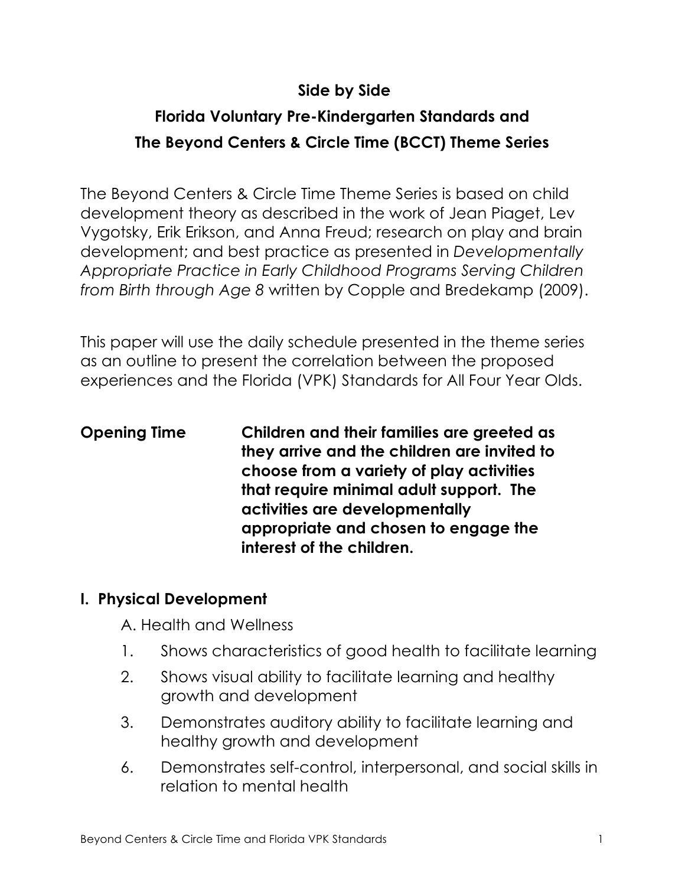# Side by Side

## Florida Voluntary Pre-Kindergarten Standards and The Beyond Centers & Circle Time (BCCT) Theme Series

The Beyond Centers & Circle Time Theme Series is based on child development theory as described in the work of Jean Piaget, Lev Vygotsky, Erik Erikson, and Anna Freud; research on play and brain development; and best practice as presented in *Developmentally Appropriate Practice in Early Childhood Programs Serving Children from Birth through Age 8* written by Copple and Bredekamp (2009).

This paper will use the daily schedule presented in the theme series as an outline to present the correlation between the proposed experiences and the Florida (VPK) Standards for All Four Year Olds.

**Opening Time** — **Children and their families are greeted as they arrive and the children are invited to choose from a variety of play activities that require minimal adult support. The activities are developmentally appropriate and chosen to engage the interest of the children.**

### I. Physical Development

A. Health and Wellness

1. Shows characteristics of good health to facilitate learning
2. Shows visual ability to facilitate learning and healthy growth and development
3. Demonstrates auditory ability to facilitate learning and healthy growth and development
6. Demonstrates self-control, interpersonal, and social skills in relation to mental health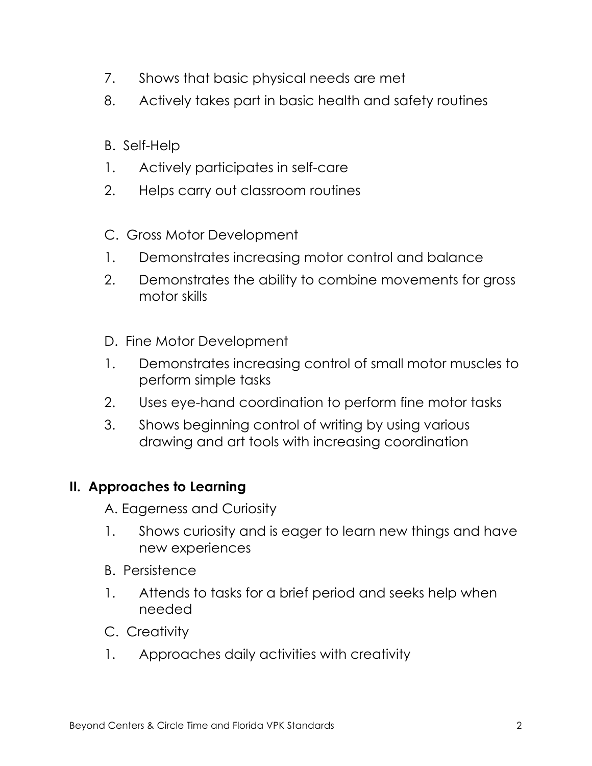7. Shows that basic physical needs are met
8. Actively takes part in basic health and safety routines

B. Self-Help

1. Actively participates in self-care
2. Helps carry out classroom routines

C. Gross Motor Development

1. Demonstrates increasing motor control and balance
2. Demonstrates the ability to combine movements for gross motor skills

D. Fine Motor Development

1. Demonstrates increasing control of small motor muscles to perform simple tasks
2. Uses eye-hand coordination to perform fine motor tasks
3. Shows beginning control of writing by using various drawing and art tools with increasing coordination

## II. Approaches to Learning

A. Eagerness and Curiosity

1. Shows curiosity and is eager to learn new things and have new experiences

B. Persistence

1. Attends to tasks for a brief period and seeks help when needed

C. Creativity

1. Approaches daily activities with creativity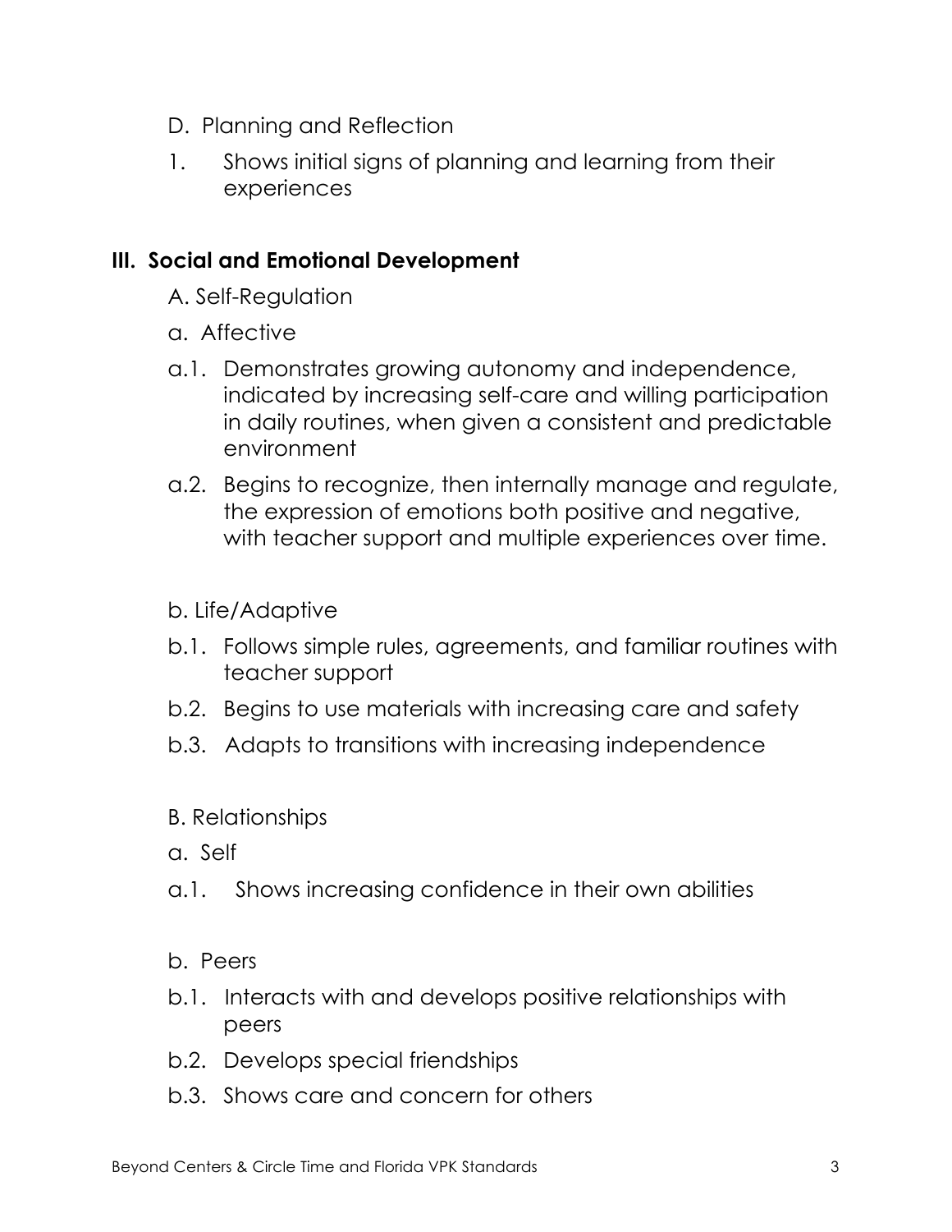D. Planning and Reflection

1. Shows initial signs of planning and learning from their experiences

## III. Social and Emotional Development

A. Self-Regulation

a. Affective

a.1. Demonstrates growing autonomy and independence, indicated by increasing self-care and willing participation in daily routines, when given a consistent and predictable environment

a.2. Begins to recognize, then internally manage and regulate, the expression of emotions both positive and negative, with teacher support and multiple experiences over time.

b. Life/Adaptive

b.1. Follows simple rules, agreements, and familiar routines with teacher support

b.2. Begins to use materials with increasing care and safety

b.3. Adapts to transitions with increasing independence

B. Relationships

a. Self

a.1. Shows increasing confidence in their own abilities

b. Peers

b.1. Interacts with and develops positive relationships with peers

b.2. Develops special friendships

b.3. Shows care and concern for others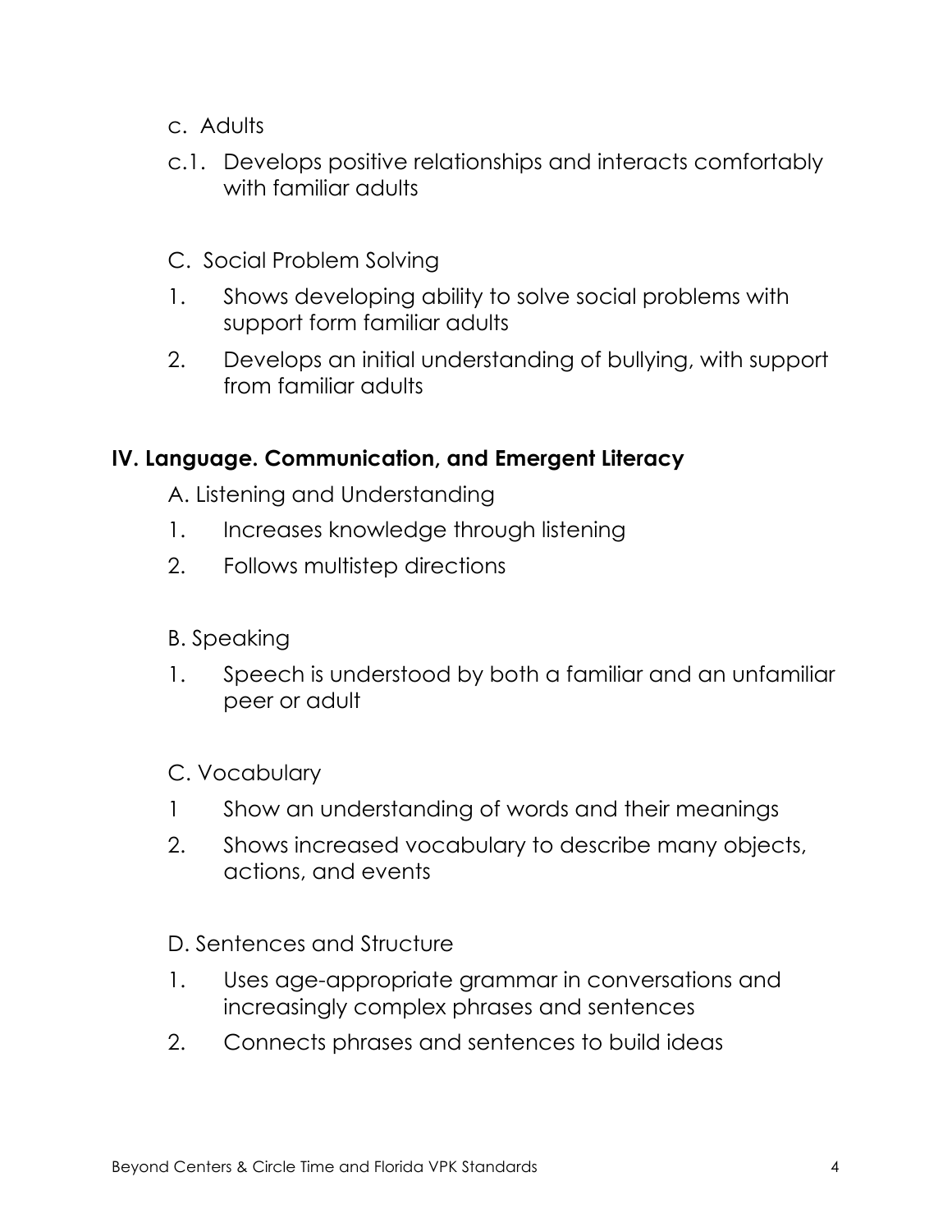c. Adults

c.1. Develops positive relationships and interacts comfortably with familiar adults

C. Social Problem Solving

1. Shows developing ability to solve social problems with support form familiar adults
2. Develops an initial understanding of bullying, with support from familiar adults

## IV. Language. Communication, and Emergent Literacy

A. Listening and Understanding

1. Increases knowledge through listening
2. Follows multistep directions

B. Speaking

1. Speech is understood by both a familiar and an unfamiliar peer or adult

C. Vocabulary

1 Show an understanding of words and their meanings

2. Shows increased vocabulary to describe many objects, actions, and events

D. Sentences and Structure

1. Uses age-appropriate grammar in conversations and increasingly complex phrases and sentences
2. Connects phrases and sentences to build ideas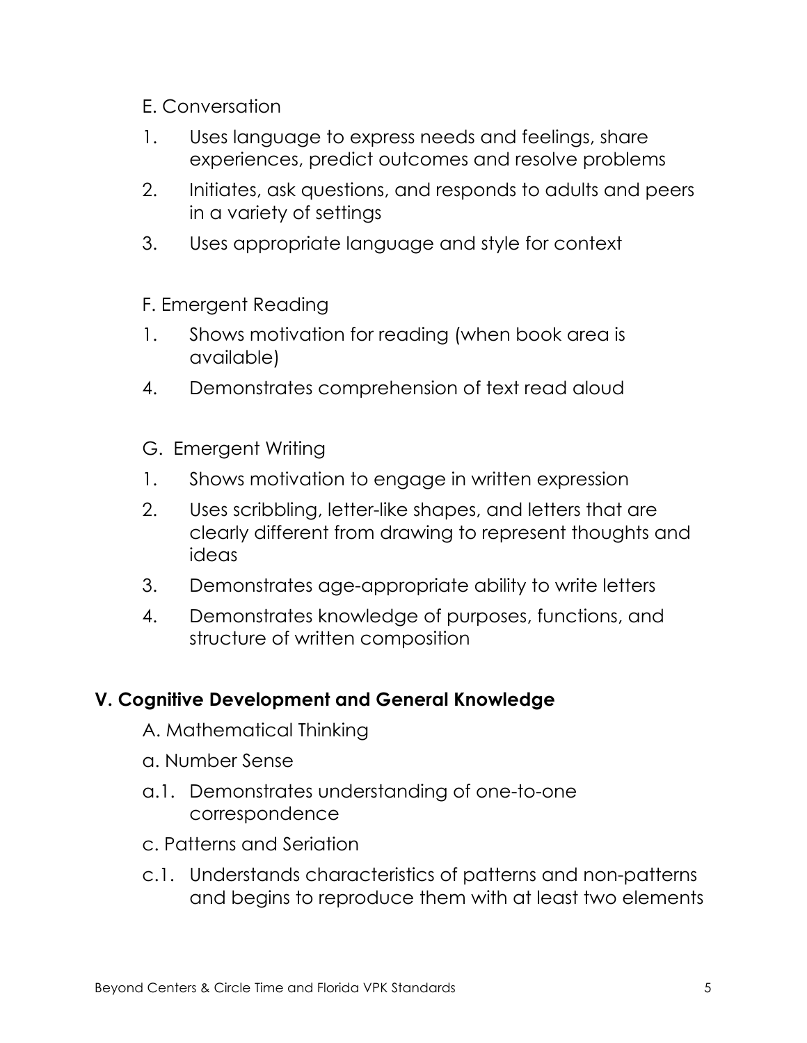E. Conversation

1. Uses language to express needs and feelings, share experiences, predict outcomes and resolve problems
2. Initiates, ask questions, and responds to adults and peers in a variety of settings
3. Uses appropriate language and style for context

F. Emergent Reading

1. Shows motivation for reading (when book area is available)
4. Demonstrates comprehension of text read aloud

G. Emergent Writing

1. Shows motivation to engage in written expression
2. Uses scribbling, letter-like shapes, and letters that are clearly different from drawing to represent thoughts and ideas
3. Demonstrates age-appropriate ability to write letters
4. Demonstrates knowledge of purposes, functions, and structure of written composition

## V. Cognitive Development and General Knowledge

A. Mathematical Thinking

a. Number Sense

a.1. Demonstrates understanding of one-to-one correspondence

c. Patterns and Seriation

c.1. Understands characteristics of patterns and non-patterns and begins to reproduce them with at least two elements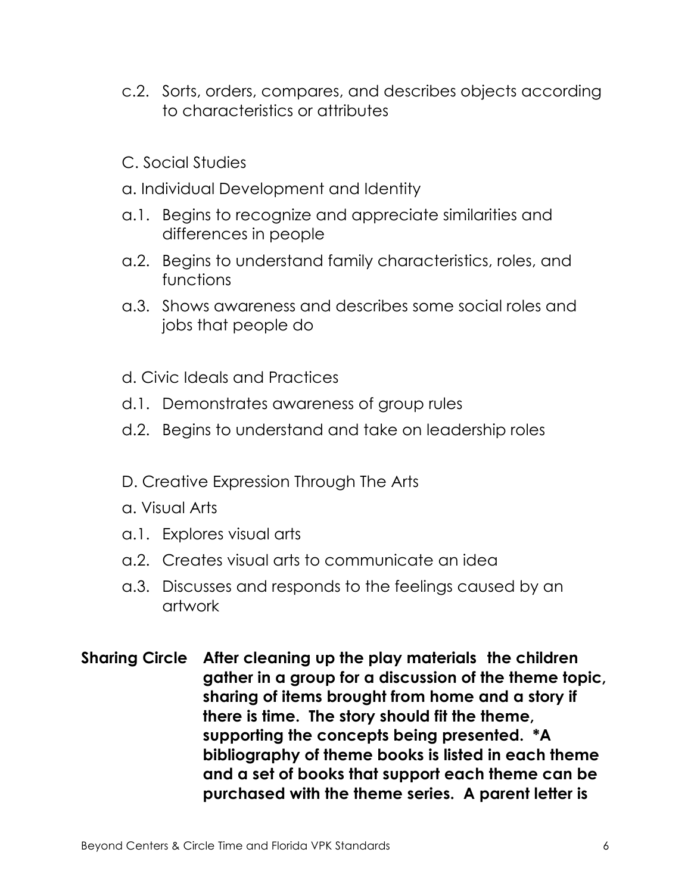c.2. Sorts, orders, compares, and describes objects according to characteristics or attributes

C. Social Studies

a. Individual Development and Identity

a.1. Begins to recognize and appreciate similarities and differences in people

a.2. Begins to understand family characteristics, roles, and functions

a.3. Shows awareness and describes some social roles and jobs that people do

d. Civic Ideals and Practices

d.1. Demonstrates awareness of group rules

d.2. Begins to understand and take on leadership roles

D. Creative Expression Through The Arts

a. Visual Arts

a.1. Explores visual arts

a.2. Creates visual arts to communicate an idea

a.3. Discusses and responds to the feelings caused by an artwork

**Sharing Circle** **After cleaning up the play materials the children gather in a group for a discussion of the theme topic, sharing of items brought from home and a story if there is time. The story should fit the theme, supporting the concepts being presented. *A bibliography of theme books is listed in each theme and a set of books that support each theme can be purchased with the theme series. A parent letter is**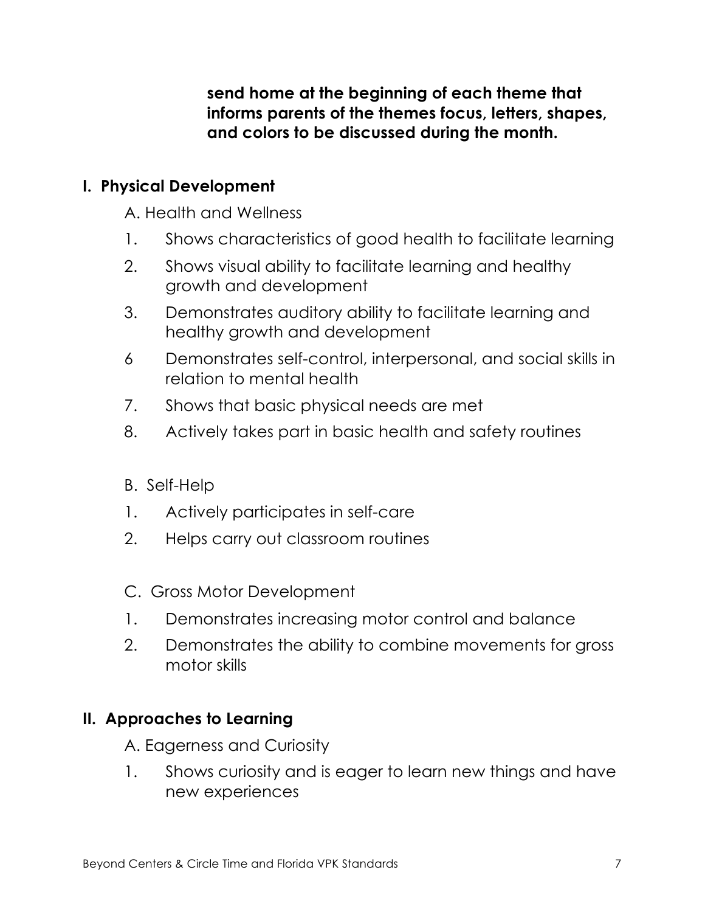**send home at the beginning of each theme that informs parents of the themes focus, letters, shapes, and colors to be discussed during the month.**

## I. Physical Development

A. Health and Wellness

1. Shows characteristics of good health to facilitate learning
2. Shows visual ability to facilitate learning and healthy growth and development
3. Demonstrates auditory ability to facilitate learning and healthy growth and development

6 Demonstrates self-control, interpersonal, and social skills in relation to mental health

7. Shows that basic physical needs are met
8. Actively takes part in basic health and safety routines

B. Self-Help

1. Actively participates in self-care
2. Helps carry out classroom routines

C. Gross Motor Development

1. Demonstrates increasing motor control and balance
2. Demonstrates the ability to combine movements for gross motor skills

## II. Approaches to Learning

A. Eagerness and Curiosity

1. Shows curiosity and is eager to learn new things and have new experiences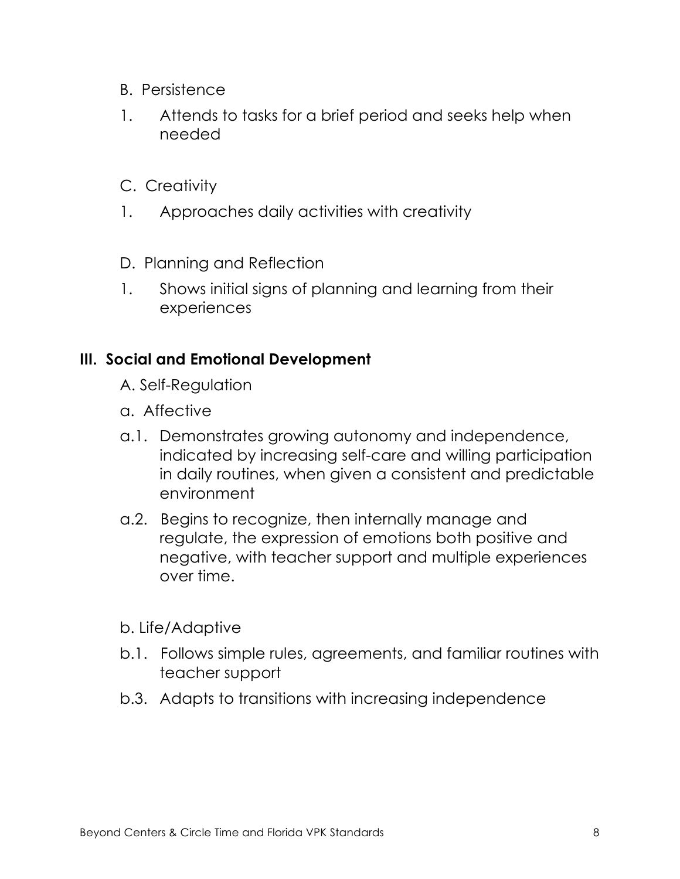B. Persistence

1. Attends to tasks for a brief period and seeks help when needed

C. Creativity

1. Approaches daily activities with creativity

D. Planning and Reflection

1. Shows initial signs of planning and learning from their experiences

## III. Social and Emotional Development

A. Self-Regulation

a. Affective

a.1. Demonstrates growing autonomy and independence, indicated by increasing self-care and willing participation in daily routines, when given a consistent and predictable environment

a.2. Begins to recognize, then internally manage and regulate, the expression of emotions both positive and negative, with teacher support and multiple experiences over time.

b. Life/Adaptive

b.1. Follows simple rules, agreements, and familiar routines with teacher support

b.3. Adapts to transitions with increasing independence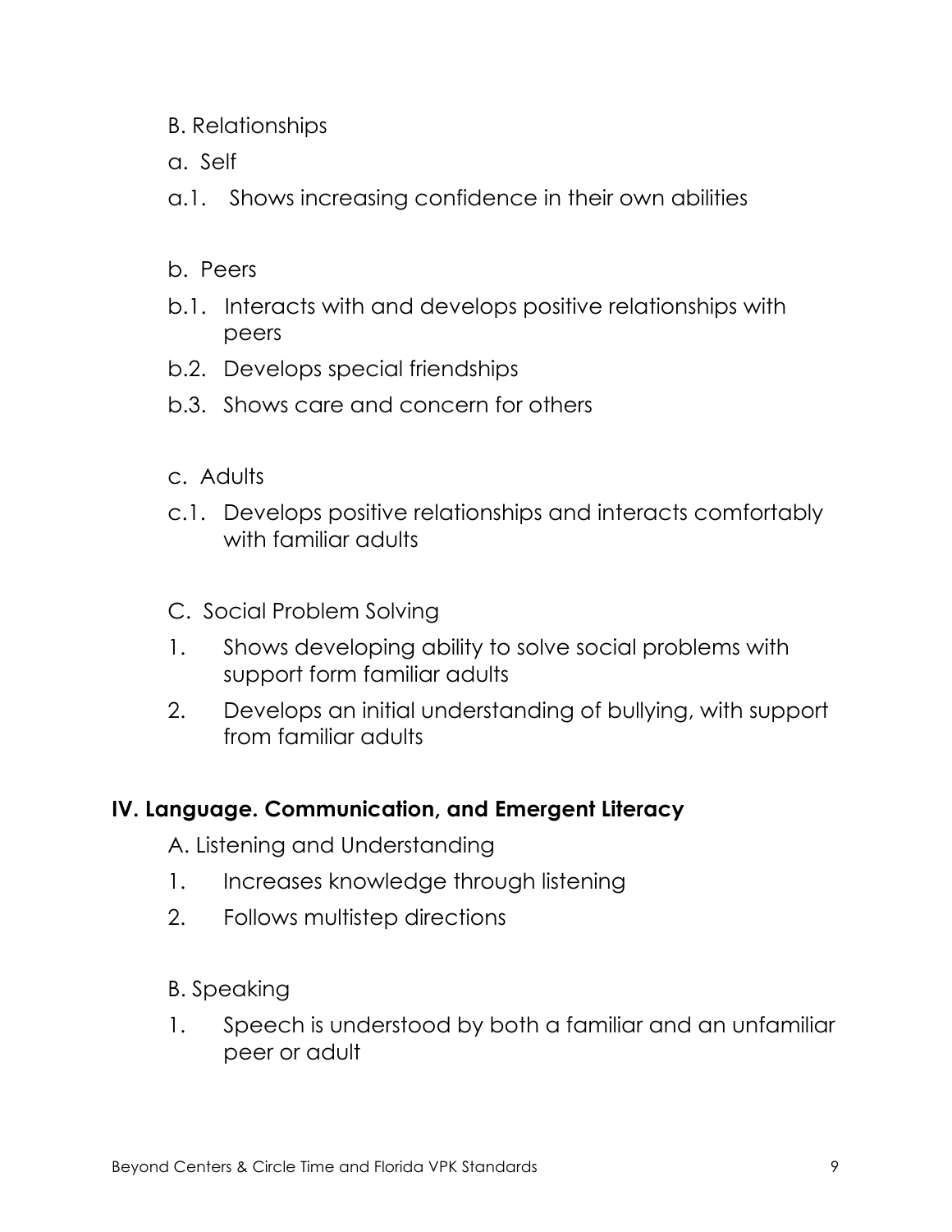B. Relationships

a. Self

a.1. Shows increasing confidence in their own abilities

b. Peers

b.1. Interacts with and develops positive relationships with peers

b.2. Develops special friendships

b.3. Shows care and concern for others

c. Adults

c.1. Develops positive relationships and interacts comfortably with familiar adults

C. Social Problem Solving

1. Shows developing ability to solve social problems with support form familiar adults
2. Develops an initial understanding of bullying, with support from familiar adults

## IV. Language. Communication, and Emergent Literacy

A. Listening and Understanding

1. Increases knowledge through listening
2. Follows multistep directions

B. Speaking

1. Speech is understood by both a familiar and an unfamiliar peer or adult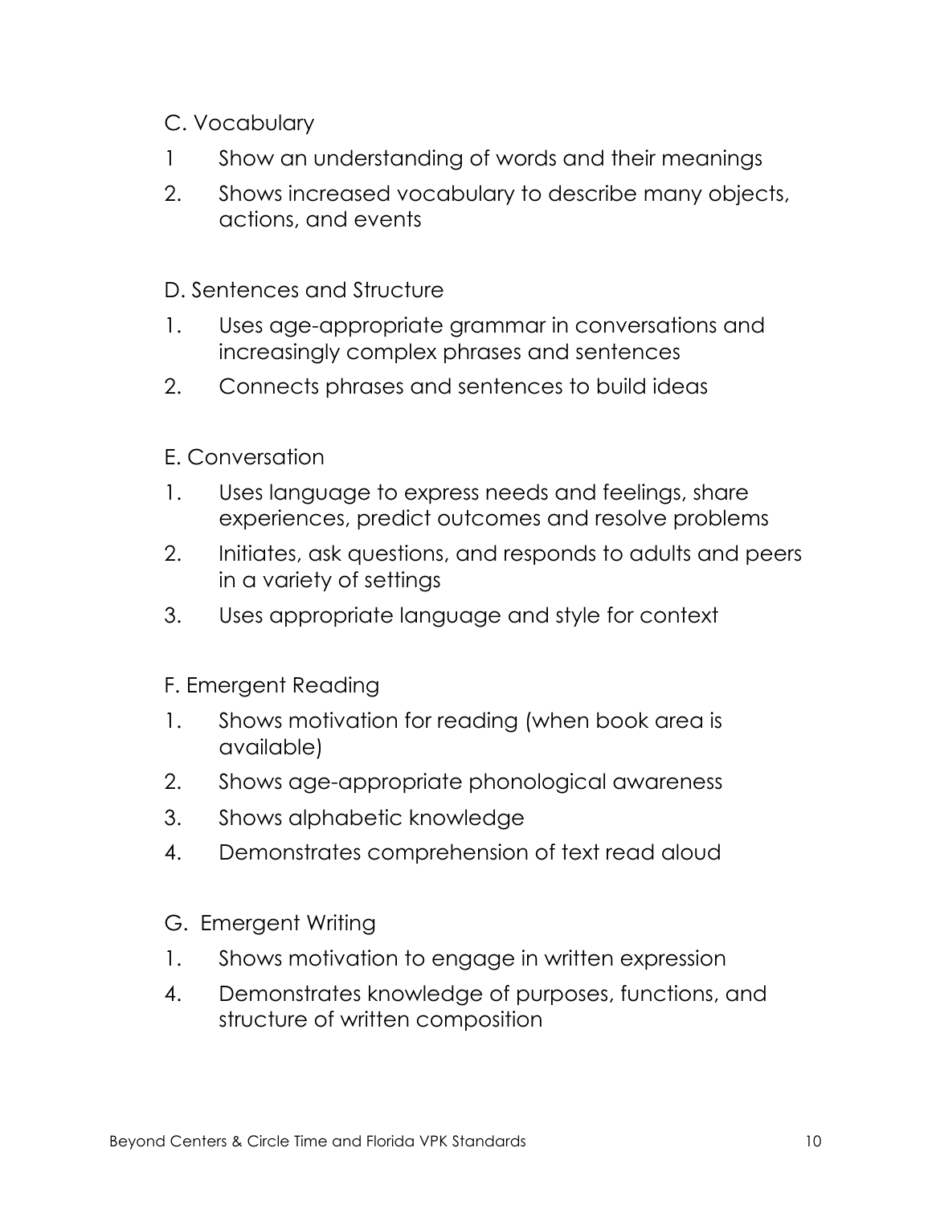C. Vocabulary

1 Show an understanding of words and their meanings

2. Shows increased vocabulary to describe many objects, actions, and events

D. Sentences and Structure

1. Uses age-appropriate grammar in conversations and increasingly complex phrases and sentences

2. Connects phrases and sentences to build ideas

E. Conversation

1. Uses language to express needs and feelings, share experiences, predict outcomes and resolve problems

2. Initiates, ask questions, and responds to adults and peers in a variety of settings

3. Uses appropriate language and style for context

F. Emergent Reading

1. Shows motivation for reading (when book area is available)

2. Shows age-appropriate phonological awareness

3. Shows alphabetic knowledge

4. Demonstrates comprehension of text read aloud

G. Emergent Writing

1. Shows motivation to engage in written expression

4. Demonstrates knowledge of purposes, functions, and structure of written composition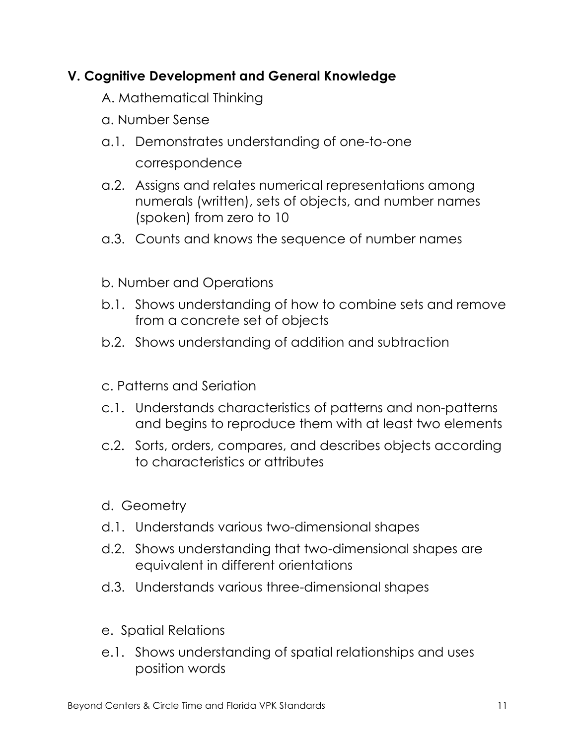## V. Cognitive Development and General Knowledge

A. Mathematical Thinking

a. Number Sense

a.1. Demonstrates understanding of one-to-one correspondence

a.2. Assigns and relates numerical representations among numerals (written), sets of objects, and number names (spoken) from zero to 10

a.3. Counts and knows the sequence of number names

b. Number and Operations

b.1. Shows understanding of how to combine sets and remove from a concrete set of objects

b.2. Shows understanding of addition and subtraction

c. Patterns and Seriation

c.1. Understands characteristics of patterns and non-patterns and begins to reproduce them with at least two elements

c.2. Sorts, orders, compares, and describes objects according to characteristics or attributes

d. Geometry

d.1. Understands various two-dimensional shapes

d.2. Shows understanding that two-dimensional shapes are equivalent in different orientations

d.3. Understands various three-dimensional shapes

e. Spatial Relations

e.1. Shows understanding of spatial relationships and uses position words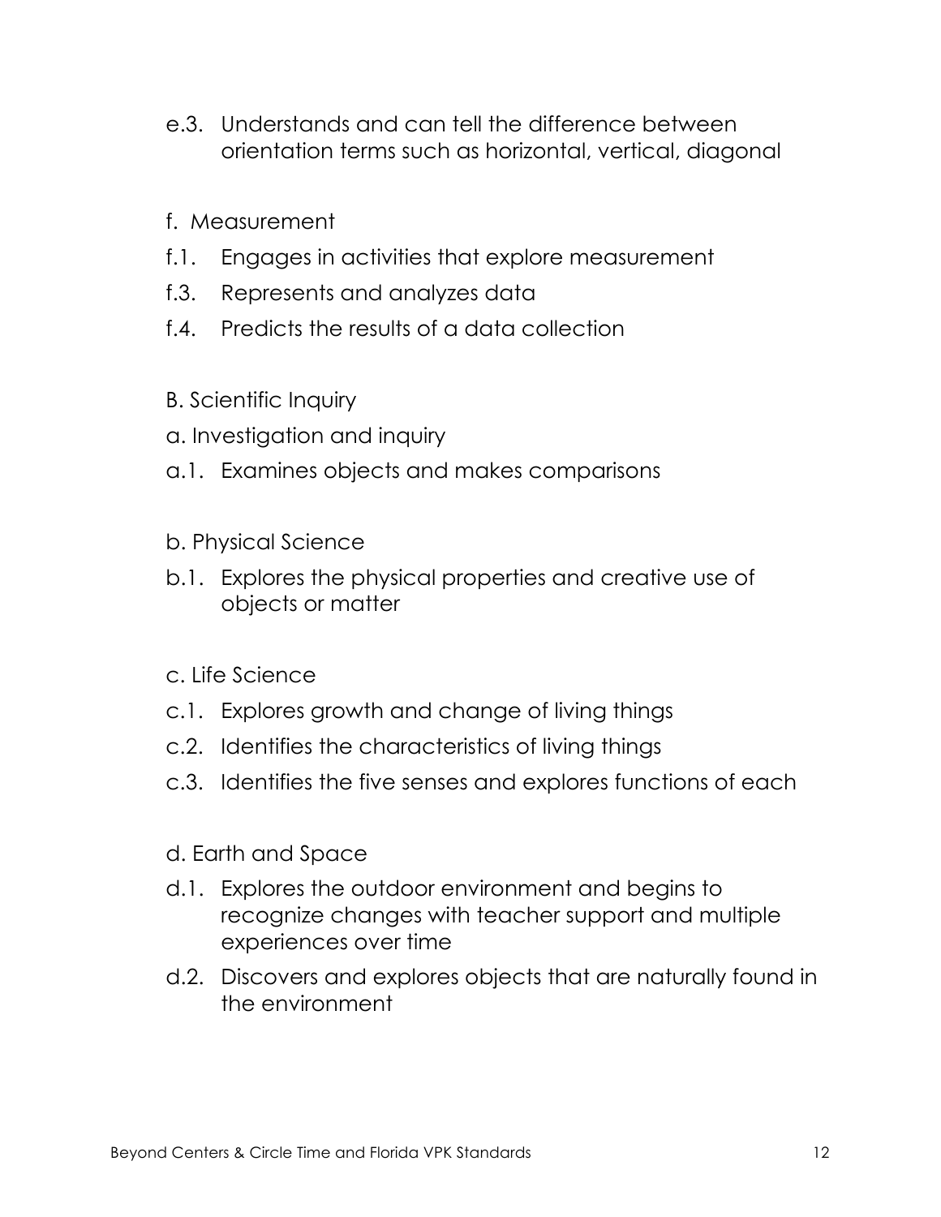e.3. Understands and can tell the difference between orientation terms such as horizontal, vertical, diagonal

f. Measurement

f.1. Engages in activities that explore measurement

f.3. Represents and analyzes data

f.4. Predicts the results of a data collection

B. Scientific Inquiry

a. Investigation and inquiry

a.1. Examines objects and makes comparisons

b. Physical Science

b.1. Explores the physical properties and creative use of objects or matter

c. Life Science

c.1. Explores growth and change of living things

c.2. Identifies the characteristics of living things

c.3. Identifies the five senses and explores functions of each

d. Earth and Space

d.1. Explores the outdoor environment and begins to recognize changes with teacher support and multiple experiences over time

d.2. Discovers and explores objects that are naturally found in the environment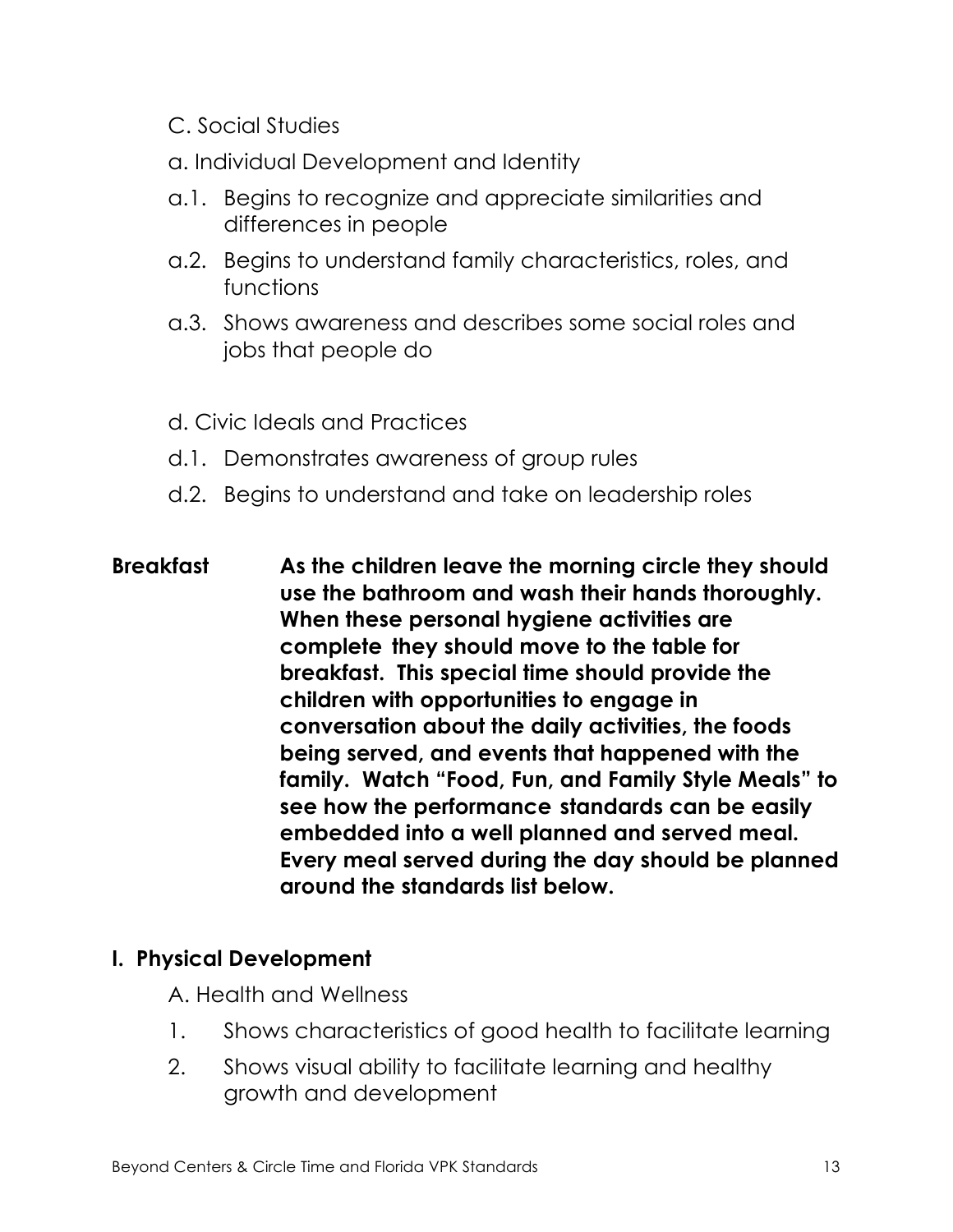C. Social Studies

a. Individual Development and Identity

a.1. Begins to recognize and appreciate similarities and differences in people

a.2. Begins to understand family characteristics, roles, and functions

a.3. Shows awareness and describes some social roles and jobs that people do

d. Civic Ideals and Practices

d.1. Demonstrates awareness of group rules

d.2. Begins to understand and take on leadership roles

**Breakfast** **As the children leave the morning circle they should use the bathroom and wash their hands thoroughly. When these personal hygiene activities are complete they should move to the table for breakfast. This special time should provide the children with opportunities to engage in conversation about the daily activities, the foods being served, and events that happened with the family. Watch "Food, Fun, and Family Style Meals" to see how the performance standards can be easily embedded into a well planned and served meal. Every meal served during the day should be planned around the standards list below.**

**I. Physical Development**

A. Health and Wellness

1. Shows characteristics of good health to facilitate learning
2. Shows visual ability to facilitate learning and healthy growth and development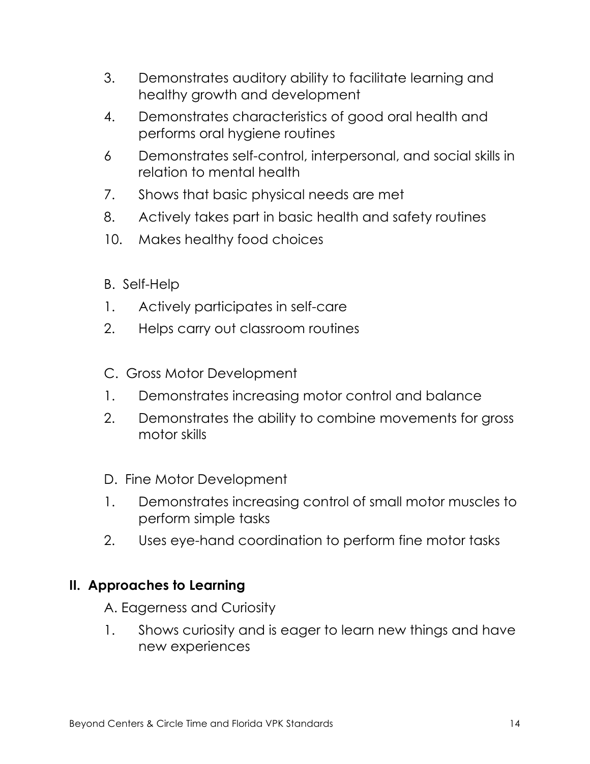3. Demonstrates auditory ability to facilitate learning and healthy growth and development
4. Demonstrates characteristics of good oral health and performs oral hygiene routines
6 Demonstrates self-control, interpersonal, and social skills in relation to mental health
7. Shows that basic physical needs are met
8. Actively takes part in basic health and safety routines
10. Makes healthy food choices

B. Self-Help

1. Actively participates in self-care
2. Helps carry out classroom routines

C. Gross Motor Development

1. Demonstrates increasing motor control and balance
2. Demonstrates the ability to combine movements for gross motor skills

D. Fine Motor Development

1. Demonstrates increasing control of small motor muscles to perform simple tasks
2. Uses eye-hand coordination to perform fine motor tasks

## II. Approaches to Learning

A. Eagerness and Curiosity

1. Shows curiosity and is eager to learn new things and have new experiences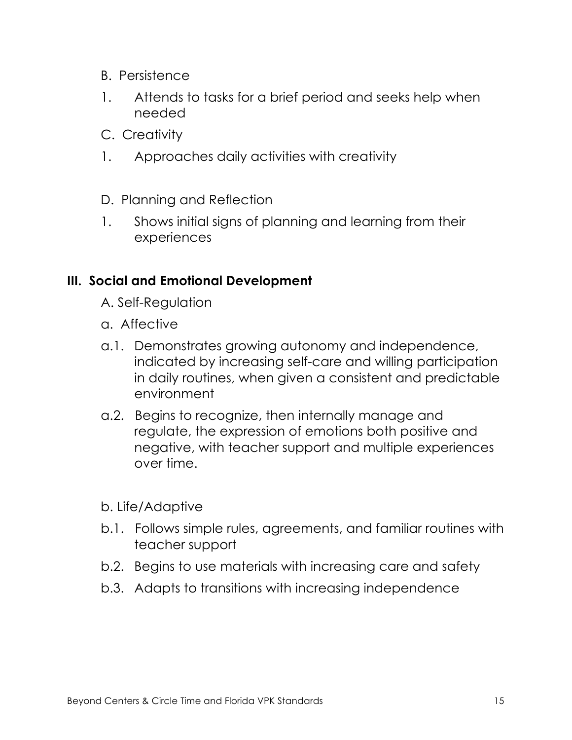B. Persistence

1. Attends to tasks for a brief period and seeks help when needed

C. Creativity

1. Approaches daily activities with creativity

D. Planning and Reflection

1. Shows initial signs of planning and learning from their experiences

## III. Social and Emotional Development

A. Self-Regulation

a. Affective

a.1. Demonstrates growing autonomy and independence, indicated by increasing self-care and willing participation in daily routines, when given a consistent and predictable environment

a.2. Begins to recognize, then internally manage and regulate, the expression of emotions both positive and negative, with teacher support and multiple experiences over time.

b. Life/Adaptive

b.1. Follows simple rules, agreements, and familiar routines with teacher support

b.2. Begins to use materials with increasing care and safety

b.3. Adapts to transitions with increasing independence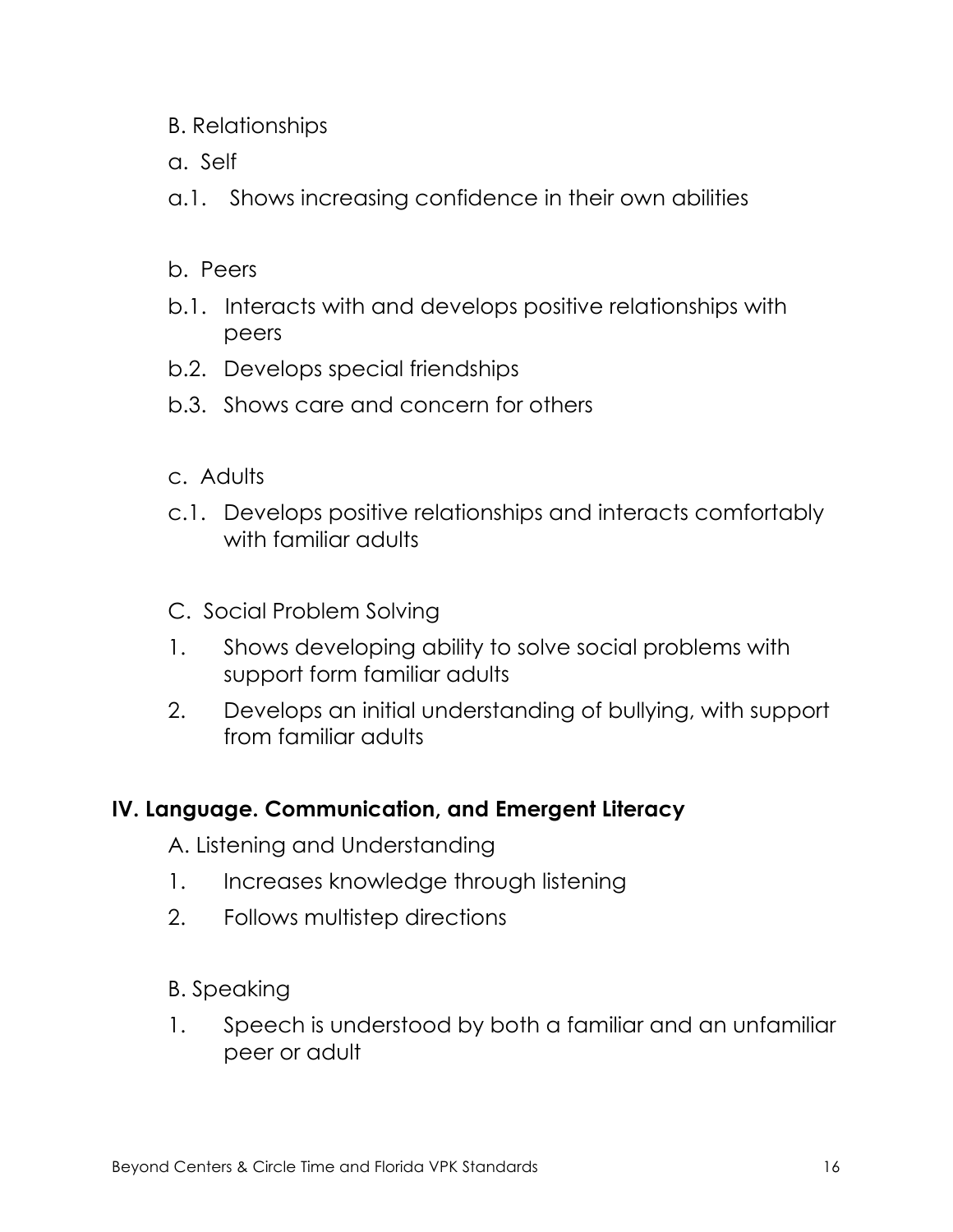B. Relationships

a. Self

a.1. Shows increasing confidence in their own abilities

b. Peers

b.1. Interacts with and develops positive relationships with peers

b.2. Develops special friendships

b.3. Shows care and concern for others

c. Adults

c.1. Develops positive relationships and interacts comfortably with familiar adults

C. Social Problem Solving

1. Shows developing ability to solve social problems with support form familiar adults
2. Develops an initial understanding of bullying, with support from familiar adults

## IV. Language. Communication, and Emergent Literacy

A. Listening and Understanding

1. Increases knowledge through listening
2. Follows multistep directions

B. Speaking

1. Speech is understood by both a familiar and an unfamiliar peer or adult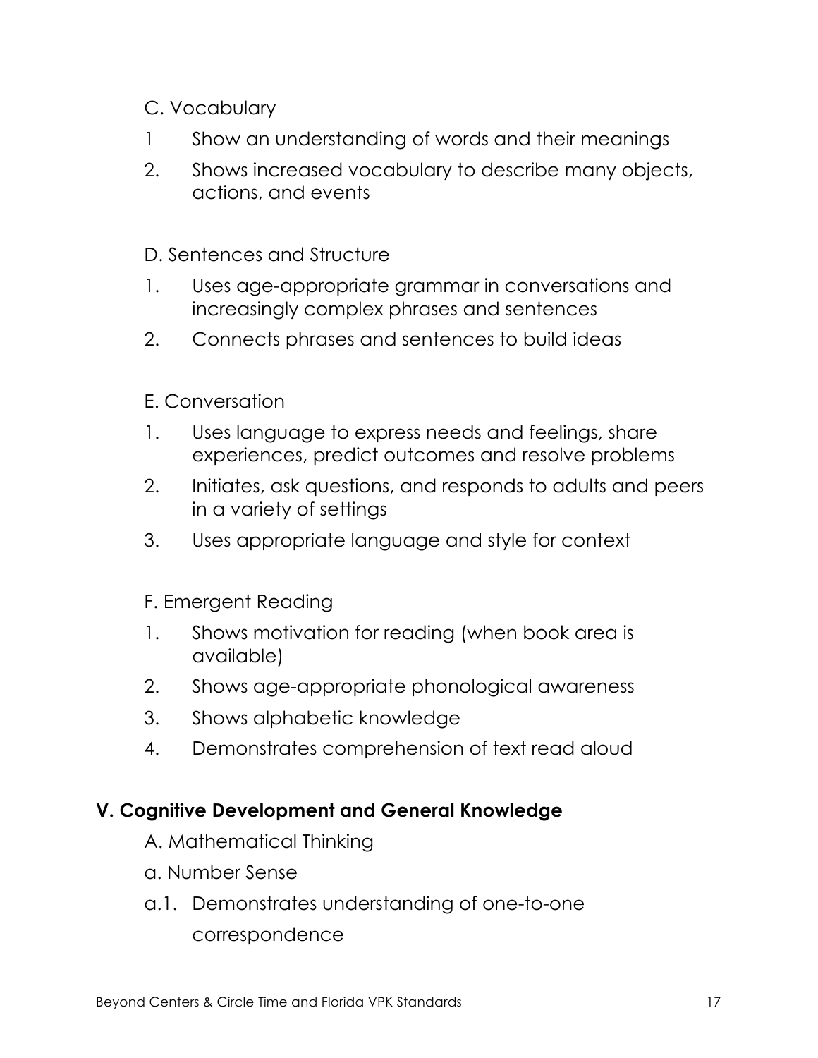C. Vocabulary

1 Show an understanding of words and their meanings

2. Shows increased vocabulary to describe many objects, actions, and events

D. Sentences and Structure

1. Uses age-appropriate grammar in conversations and increasingly complex phrases and sentences

2. Connects phrases and sentences to build ideas

E. Conversation

1. Uses language to express needs and feelings, share experiences, predict outcomes and resolve problems

2. Initiates, ask questions, and responds to adults and peers in a variety of settings

3. Uses appropriate language and style for context

F. Emergent Reading

1. Shows motivation for reading (when book area is available)

2. Shows age-appropriate phonological awareness

3. Shows alphabetic knowledge

4. Demonstrates comprehension of text read aloud

## V. Cognitive Development and General Knowledge

A. Mathematical Thinking

a. Number Sense

a.1. Demonstrates understanding of one-to-one correspondence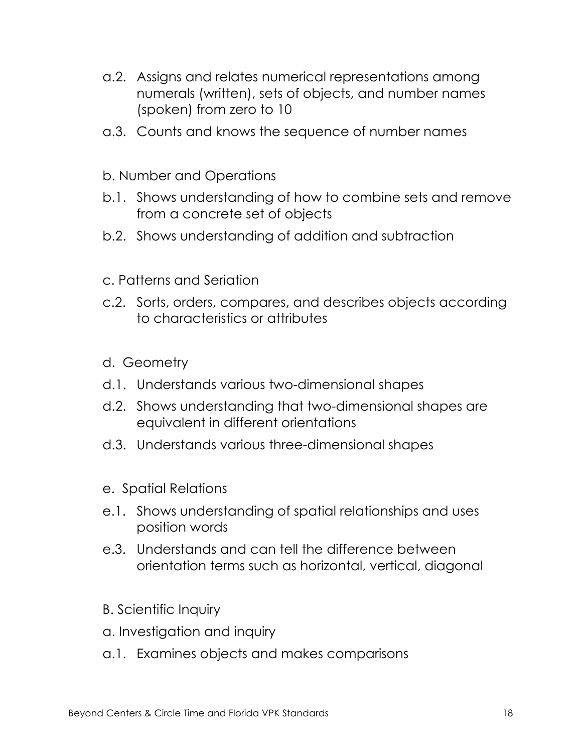a.2. Assigns and relates numerical representations among numerals (written), sets of objects, and number names (spoken) from zero to 10

a.3. Counts and knows the sequence of number names

b. Number and Operations

b.1. Shows understanding of how to combine sets and remove from a concrete set of objects

b.2. Shows understanding of addition and subtraction

c. Patterns and Seriation

c.2. Sorts, orders, compares, and describes objects according to characteristics or attributes

d. Geometry

d.1. Understands various two-dimensional shapes

d.2. Shows understanding that two-dimensional shapes are equivalent in different orientations

d.3. Understands various three-dimensional shapes

e. Spatial Relations

e.1. Shows understanding of spatial relationships and uses position words

e.3. Understands and can tell the difference between orientation terms such as horizontal, vertical, diagonal

B. Scientific Inquiry

a. Investigation and inquiry

a.1. Examines objects and makes comparisons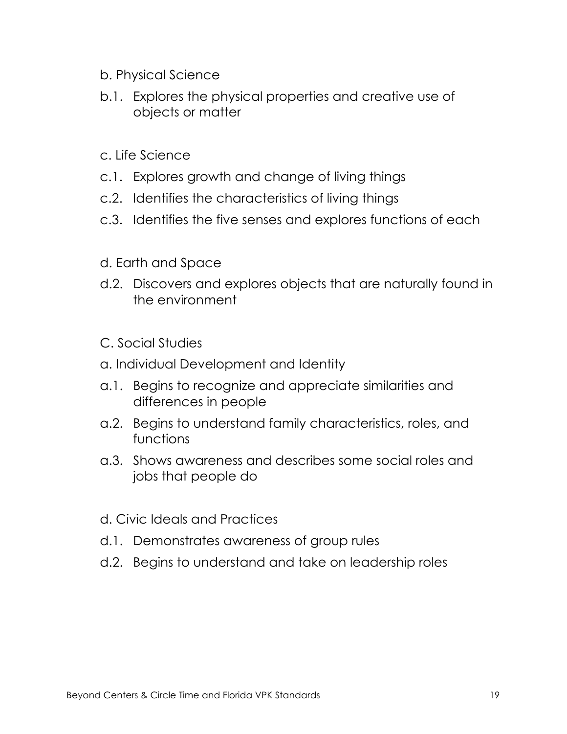b. Physical Science

b.1. Explores the physical properties and creative use of objects or matter

c. Life Science

c.1. Explores growth and change of living things

c.2. Identifies the characteristics of living things

c.3. Identifies the five senses and explores functions of each

d. Earth and Space

d.2. Discovers and explores objects that are naturally found in the environment

C. Social Studies

a. Individual Development and Identity

a.1. Begins to recognize and appreciate similarities and differences in people

a.2. Begins to understand family characteristics, roles, and functions

a.3. Shows awareness and describes some social roles and jobs that people do

d. Civic Ideals and Practices

d.1. Demonstrates awareness of group rules

d.2. Begins to understand and take on leadership roles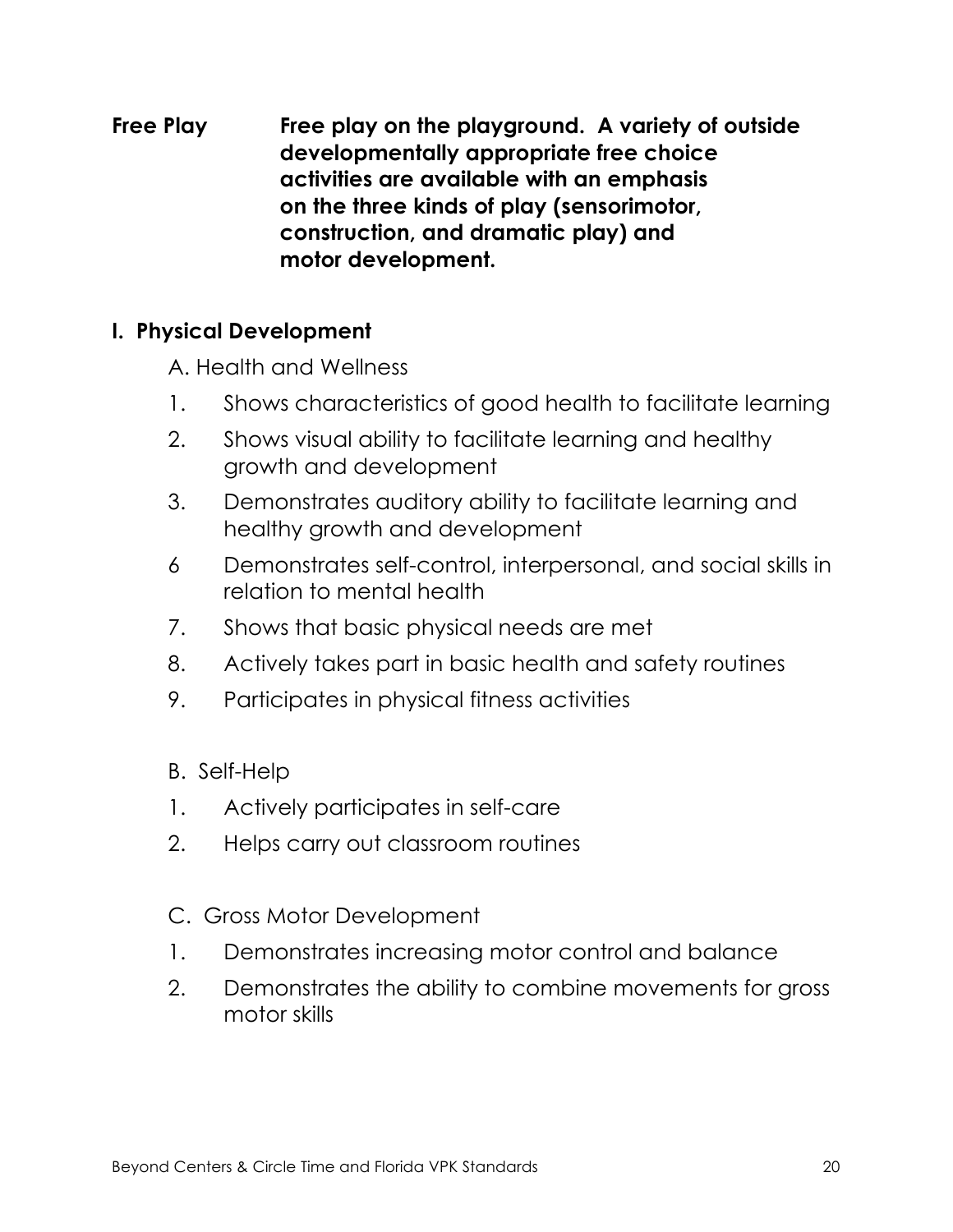**Free Play** **Free play on the playground. A variety of outside developmentally appropriate free choice activities are available with an emphasis on the three kinds of play (sensorimotor, construction, and dramatic play) and motor development.**

## I. Physical Development

A. Health and Wellness

1. Shows characteristics of good health to facilitate learning
2. Shows visual ability to facilitate learning and healthy growth and development
3. Demonstrates auditory ability to facilitate learning and healthy growth and development

6 Demonstrates self-control, interpersonal, and social skills in relation to mental health

7. Shows that basic physical needs are met
8. Actively takes part in basic health and safety routines
9. Participates in physical fitness activities

B. Self-Help

1. Actively participates in self-care
2. Helps carry out classroom routines

C. Gross Motor Development

1. Demonstrates increasing motor control and balance
2. Demonstrates the ability to combine movements for gross motor skills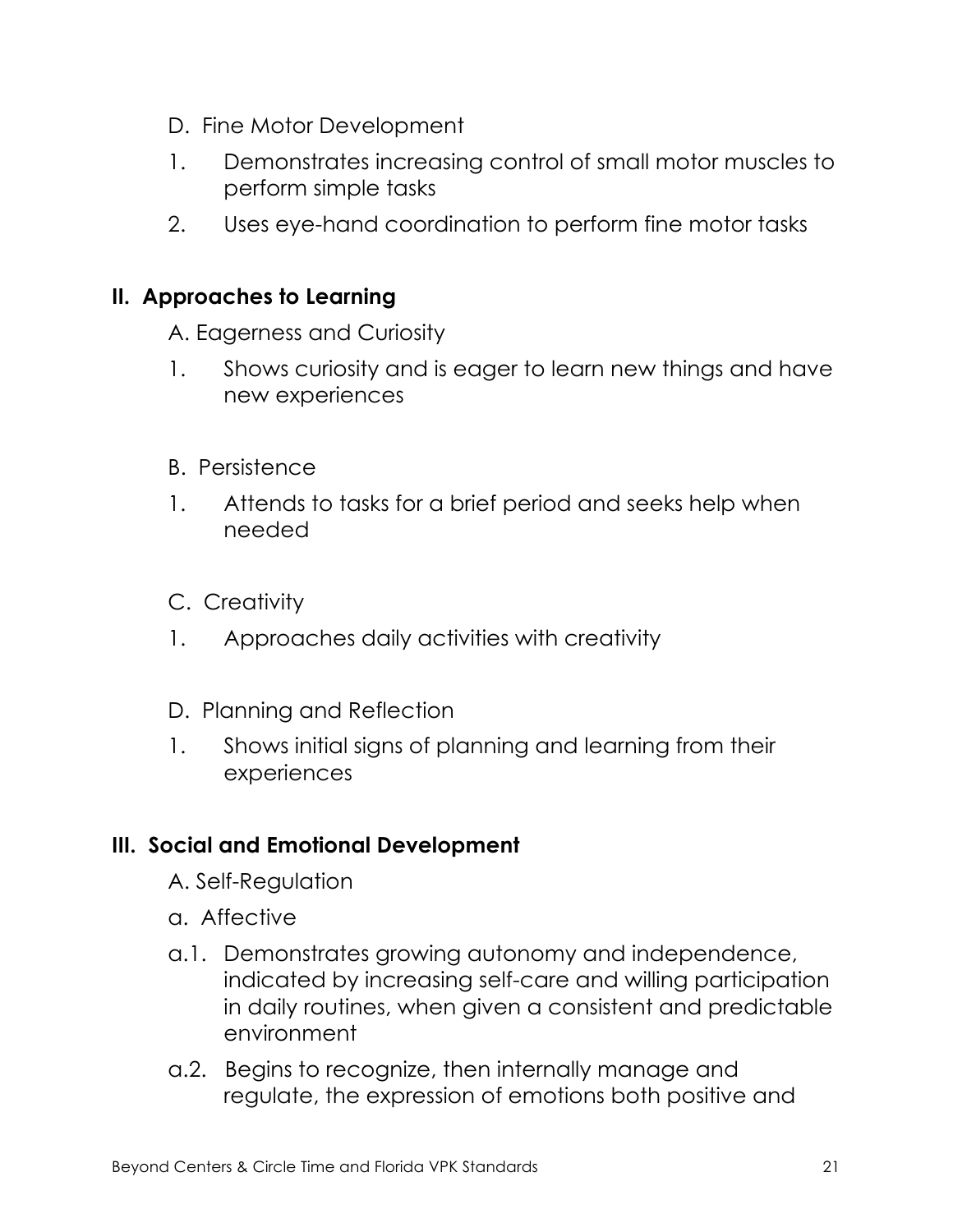D. Fine Motor Development

1. Demonstrates increasing control of small motor muscles to perform simple tasks
2. Uses eye-hand coordination to perform fine motor tasks

## II. Approaches to Learning

A. Eagerness and Curiosity

1. Shows curiosity and is eager to learn new things and have new experiences

B. Persistence

1. Attends to tasks for a brief period and seeks help when needed

C. Creativity

1. Approaches daily activities with creativity

D. Planning and Reflection

1. Shows initial signs of planning and learning from their experiences

## III. Social and Emotional Development

A. Self-Regulation

a. Affective

a.1. Demonstrates growing autonomy and independence, indicated by increasing self-care and willing participation in daily routines, when given a consistent and predictable environment

a.2. Begins to recognize, then internally manage and regulate, the expression of emotions both positive and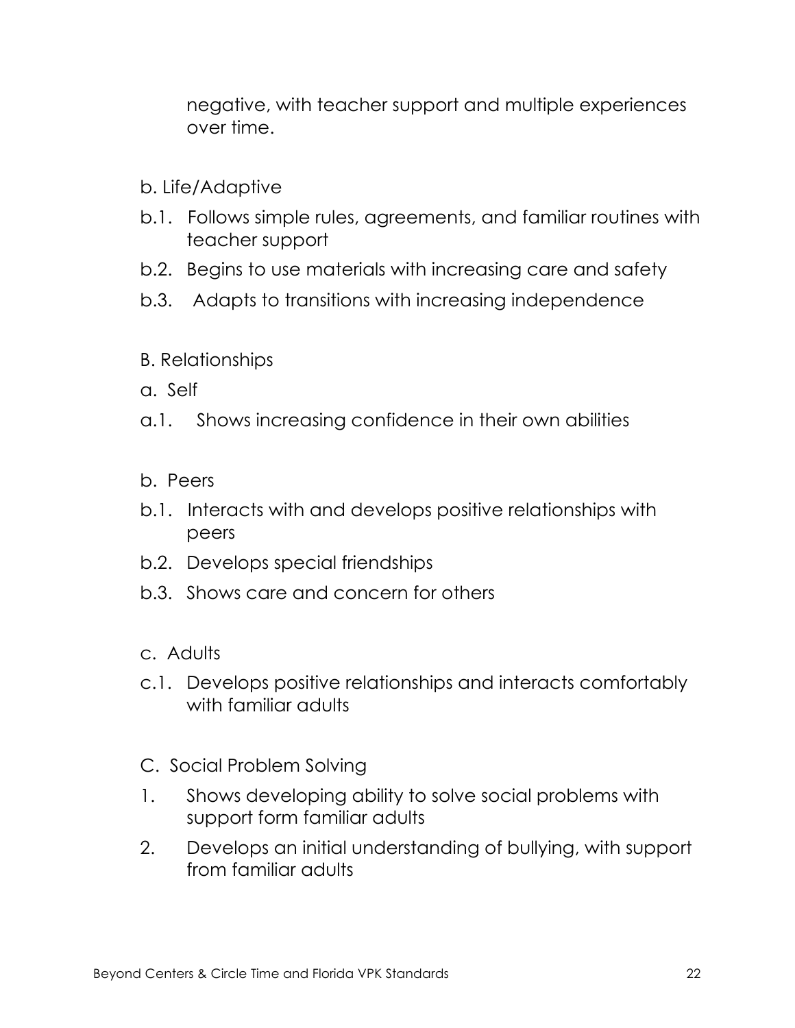negative, with teacher support and multiple experiences over time.

b. Life/Adaptive

b.1. Follows simple rules, agreements, and familiar routines with teacher support

b.2. Begins to use materials with increasing care and safety

b.3. Adapts to transitions with increasing independence

B. Relationships

a. Self

a.1. Shows increasing confidence in their own abilities

b. Peers

b.1. Interacts with and develops positive relationships with peers

b.2. Develops special friendships

b.3. Shows care and concern for others

c. Adults

c.1. Develops positive relationships and interacts comfortably with familiar adults

C. Social Problem Solving

1. Shows developing ability to solve social problems with support form familiar adults
2. Develops an initial understanding of bullying, with support from familiar adults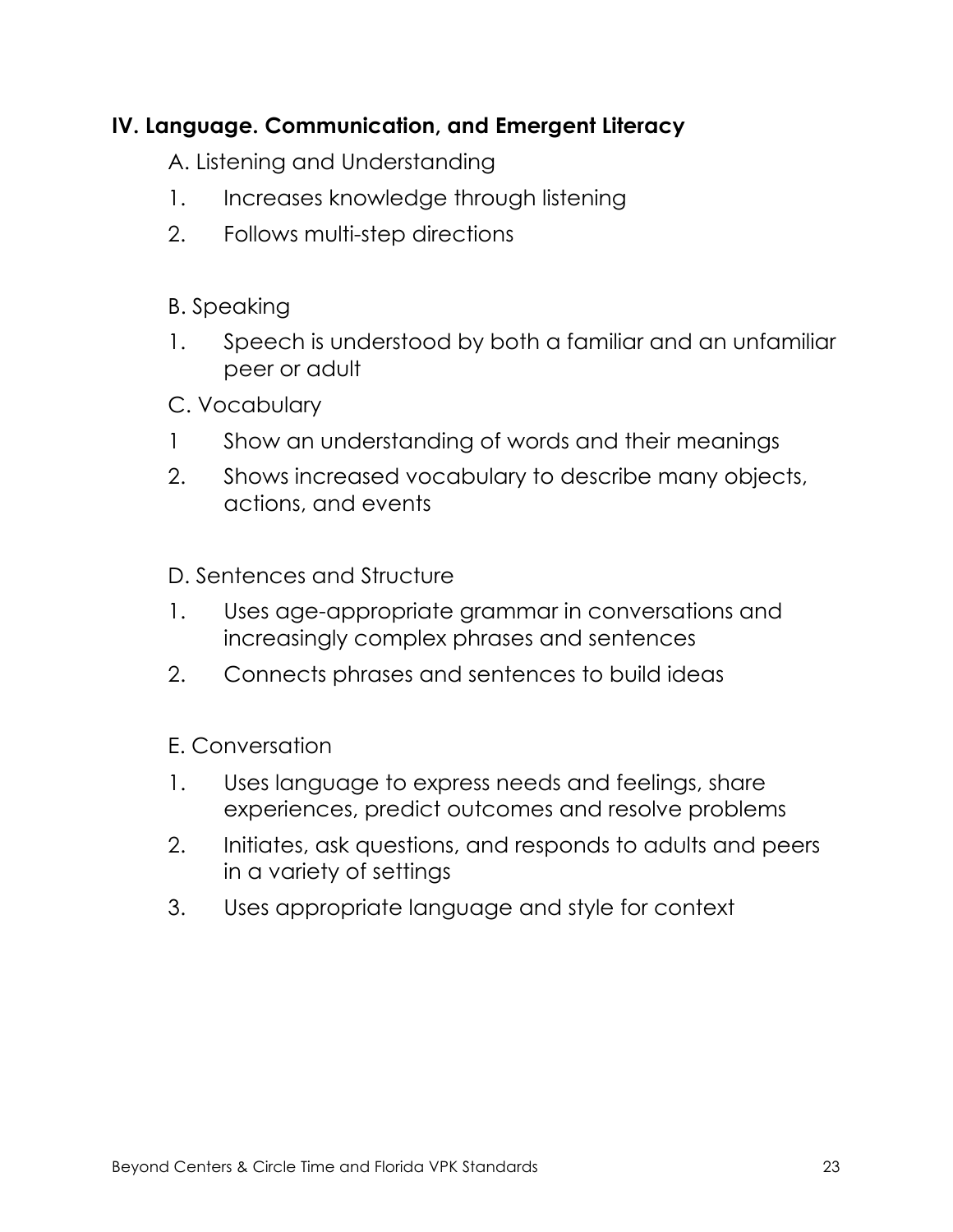## IV. Language. Communication, and Emergent Literacy

A. Listening and Understanding

1. Increases knowledge through listening
2. Follows multi-step directions

B. Speaking

1. Speech is understood by both a familiar and an unfamiliar peer or adult

C. Vocabulary

1 Show an understanding of words and their meanings

2. Shows increased vocabulary to describe many objects, actions, and events

D. Sentences and Structure

1. Uses age-appropriate grammar in conversations and increasingly complex phrases and sentences
2. Connects phrases and sentences to build ideas

E. Conversation

1. Uses language to express needs and feelings, share experiences, predict outcomes and resolve problems
2. Initiates, ask questions, and responds to adults and peers in a variety of settings
3. Uses appropriate language and style for context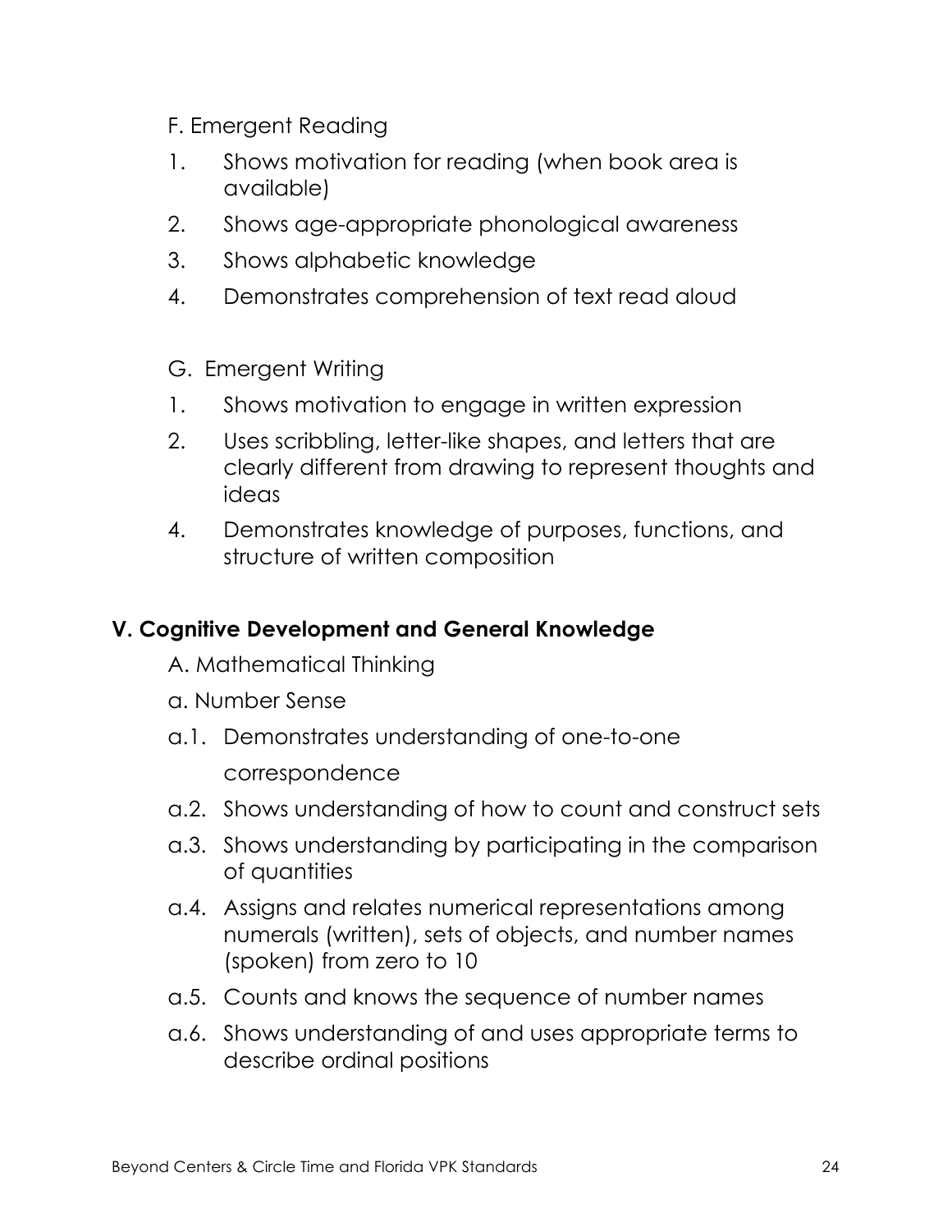F. Emergent Reading

1. Shows motivation for reading (when book area is available)
2. Shows age-appropriate phonological awareness
3. Shows alphabetic knowledge
4. Demonstrates comprehension of text read aloud

G. Emergent Writing

1. Shows motivation to engage in written expression
2. Uses scribbling, letter-like shapes, and letters that are clearly different from drawing to represent thoughts and ideas
4. Demonstrates knowledge of purposes, functions, and structure of written composition

## V. Cognitive Development and General Knowledge

A. Mathematical Thinking

a. Number Sense

a.1. Demonstrates understanding of one-to-one correspondence

a.2. Shows understanding of how to count and construct sets

a.3. Shows understanding by participating in the comparison of quantities

a.4. Assigns and relates numerical representations among numerals (written), sets of objects, and number names (spoken) from zero to 10

a.5. Counts and knows the sequence of number names

a.6. Shows understanding of and uses appropriate terms to describe ordinal positions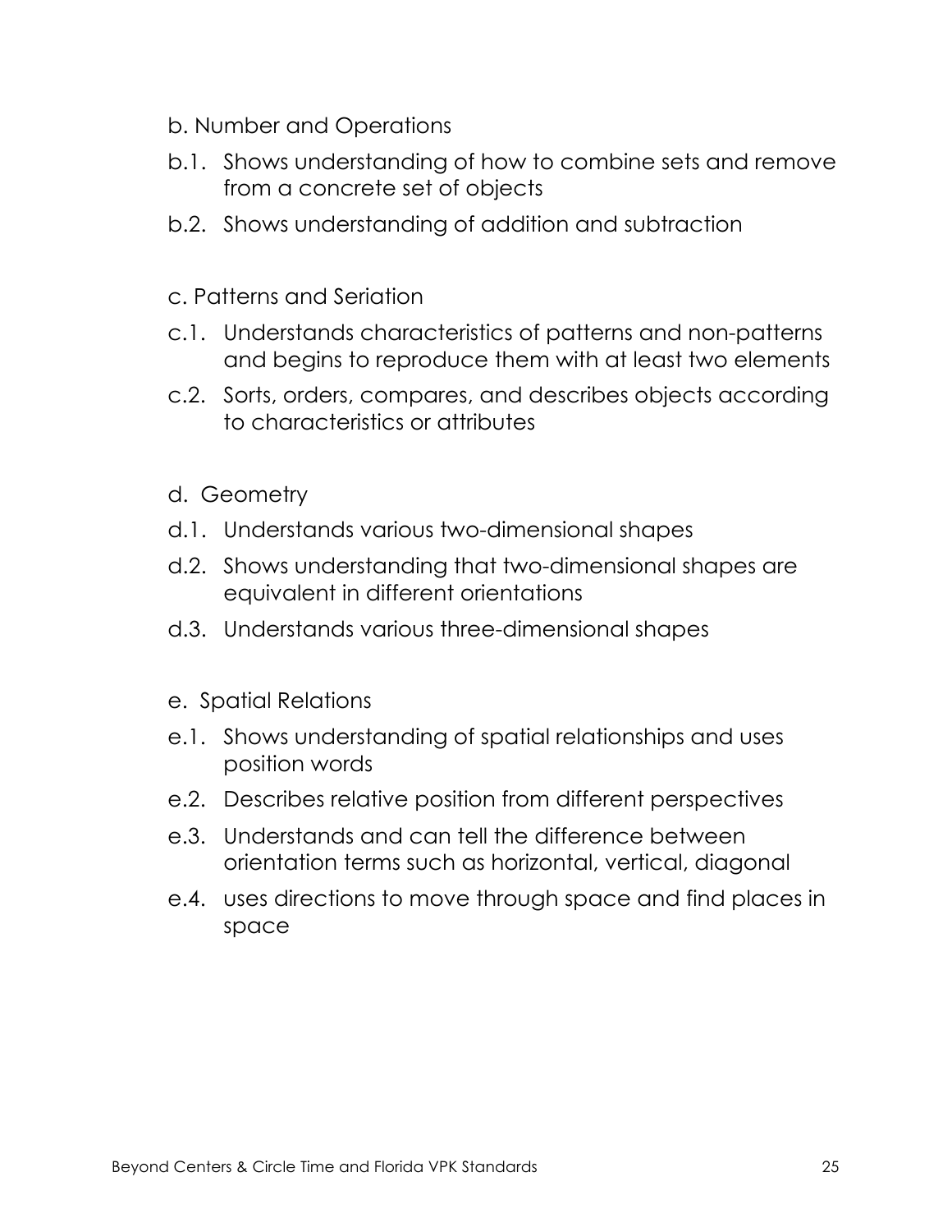b. Number and Operations

b.1. Shows understanding of how to combine sets and remove from a concrete set of objects

b.2. Shows understanding of addition and subtraction

c. Patterns and Seriation

c.1. Understands characteristics of patterns and non-patterns and begins to reproduce them with at least two elements

c.2. Sorts, orders, compares, and describes objects according to characteristics or attributes

d. Geometry

d.1. Understands various two-dimensional shapes

d.2. Shows understanding that two-dimensional shapes are equivalent in different orientations

d.3. Understands various three-dimensional shapes

e. Spatial Relations

e.1. Shows understanding of spatial relationships and uses position words

e.2. Describes relative position from different perspectives

e.3. Understands and can tell the difference between orientation terms such as horizontal, vertical, diagonal

e.4. uses directions to move through space and find places in space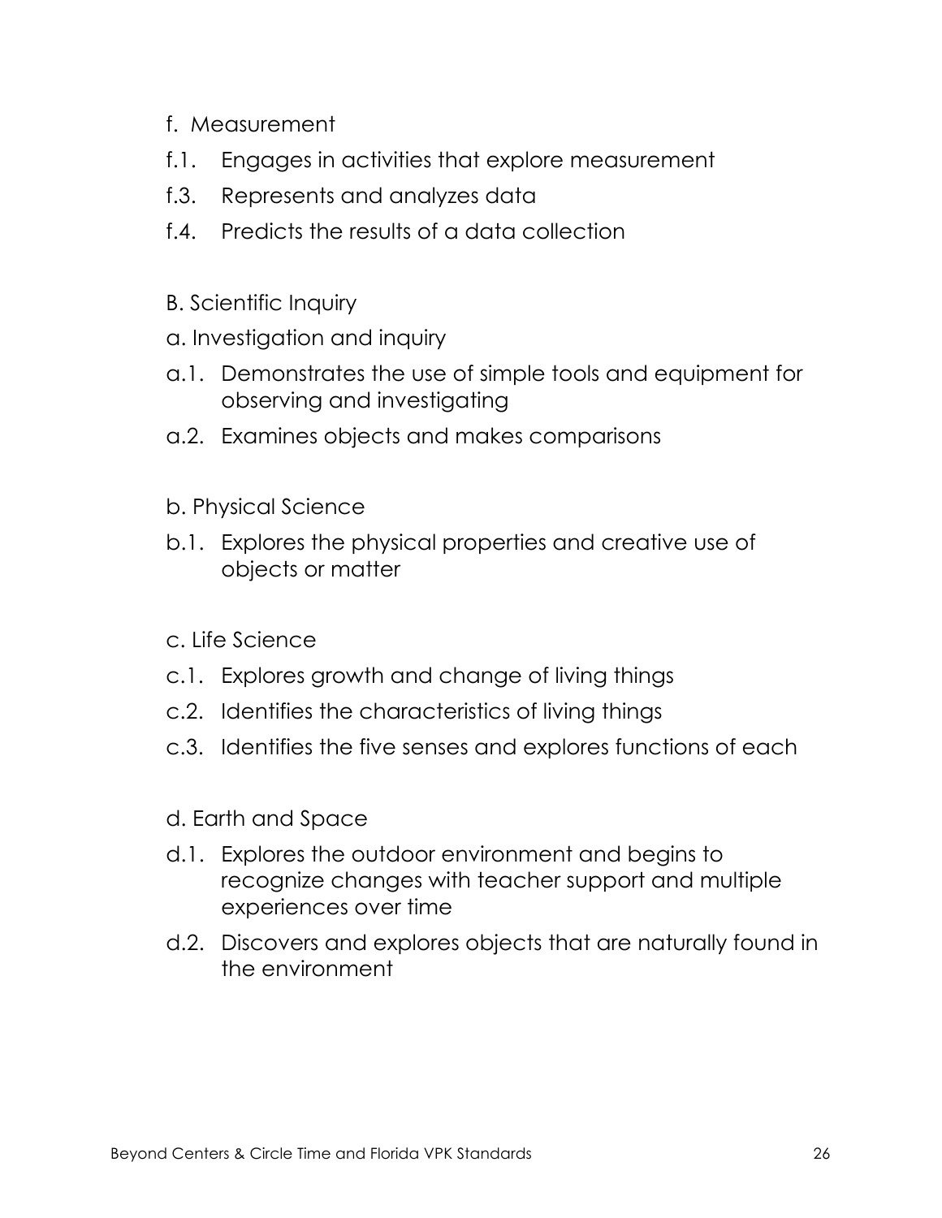f. Measurement

f.1. Engages in activities that explore measurement

f.3. Represents and analyzes data

f.4. Predicts the results of a data collection

B. Scientific Inquiry

a. Investigation and inquiry

a.1. Demonstrates the use of simple tools and equipment for observing and investigating

a.2. Examines objects and makes comparisons

b. Physical Science

b.1. Explores the physical properties and creative use of objects or matter

c. Life Science

c.1. Explores growth and change of living things

c.2. Identifies the characteristics of living things

c.3. Identifies the five senses and explores functions of each

d. Earth and Space

d.1. Explores the outdoor environment and begins to recognize changes with teacher support and multiple experiences over time

d.2. Discovers and explores objects that are naturally found in the environment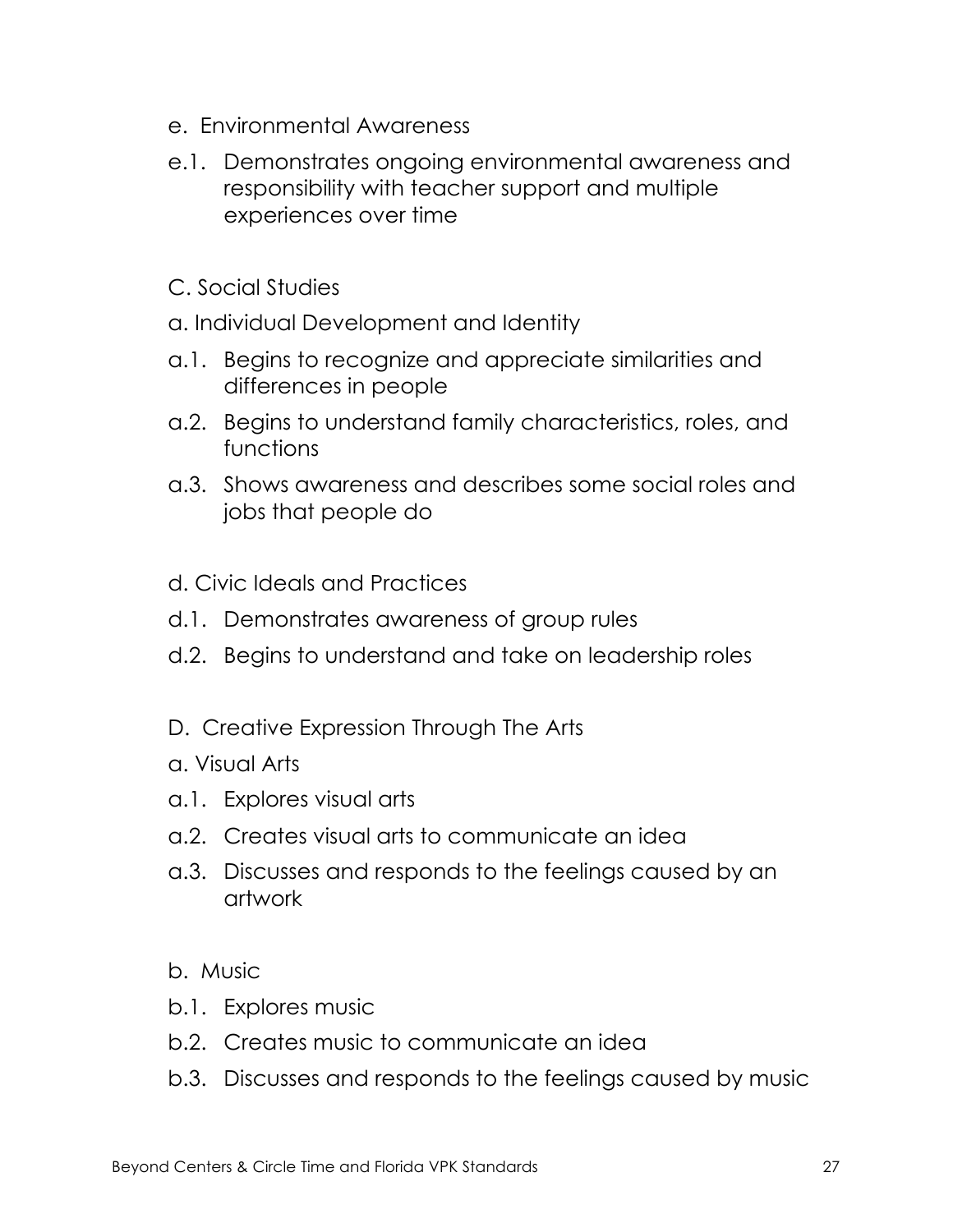e. Environmental Awareness

e.1. Demonstrates ongoing environmental awareness and responsibility with teacher support and multiple experiences over time

C. Social Studies

a. Individual Development and Identity

a.1. Begins to recognize and appreciate similarities and differences in people

a.2. Begins to understand family characteristics, roles, and functions

a.3. Shows awareness and describes some social roles and jobs that people do

d. Civic Ideals and Practices

d.1. Demonstrates awareness of group rules

d.2. Begins to understand and take on leadership roles

D. Creative Expression Through The Arts

a. Visual Arts

a.1. Explores visual arts

a.2. Creates visual arts to communicate an idea

a.3. Discusses and responds to the feelings caused by an artwork

b. Music

b.1. Explores music

b.2. Creates music to communicate an idea

b.3. Discusses and responds to the feelings caused by music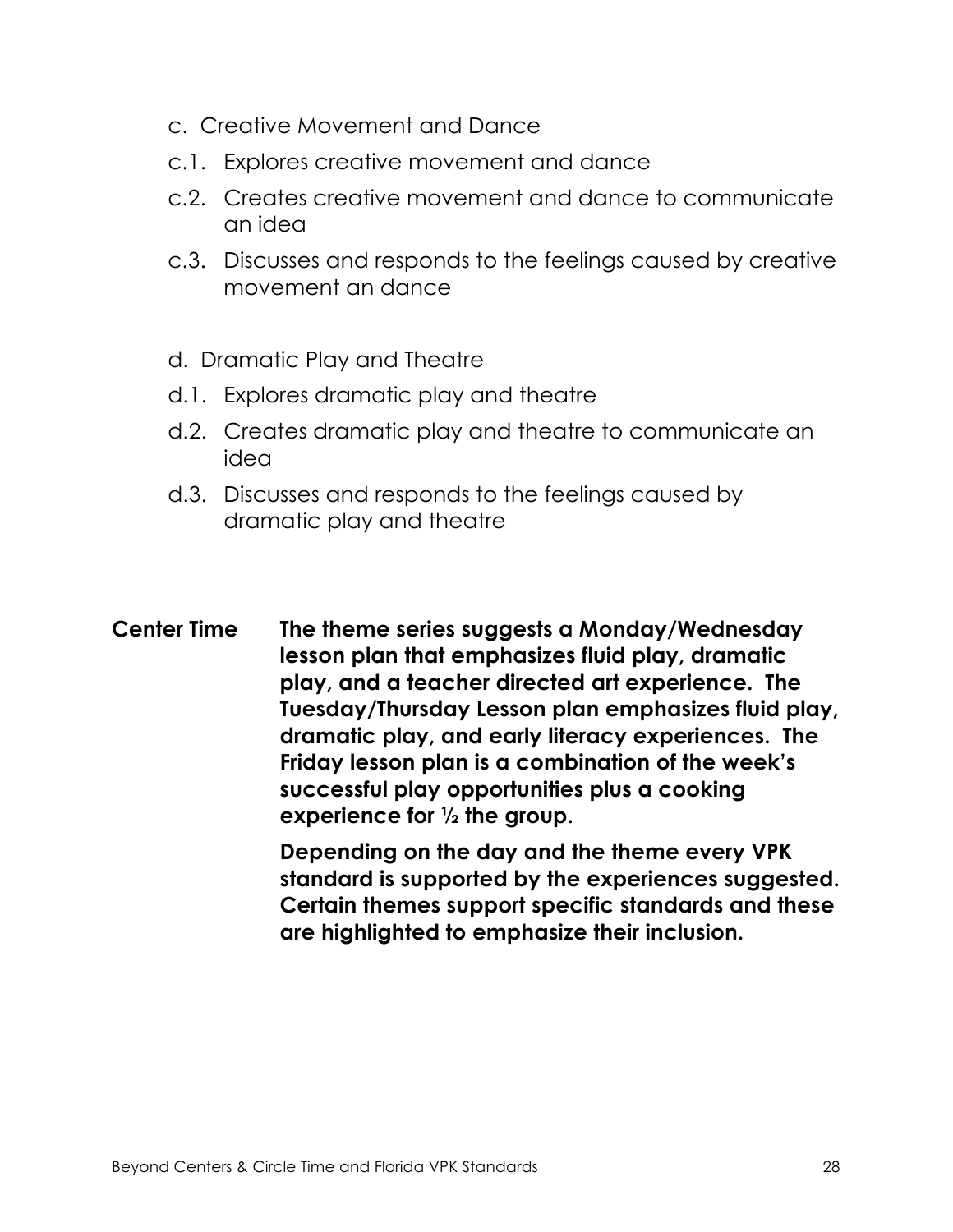c. Creative Movement and Dance

c.1. Explores creative movement and dance

c.2. Creates creative movement and dance to communicate an idea

c.3. Discusses and responds to the feelings caused by creative movement an dance

d. Dramatic Play and Theatre

d.1. Explores dramatic play and theatre

d.2. Creates dramatic play and theatre to communicate an idea

d.3. Discusses and responds to the feelings caused by dramatic play and theatre

**Center Time** **The theme series suggests a Monday/Wednesday lesson plan that emphasizes fluid play, dramatic play, and a teacher directed art experience. The Tuesday/Thursday Lesson plan emphasizes fluid play, dramatic play, and early literacy experiences. The Friday lesson plan is a combination of the week's successful play opportunities plus a cooking experience for ½ the group.**

**Depending on the day and the theme every VPK standard is supported by the experiences suggested. Certain themes support specific standards and these are highlighted to emphasize their inclusion.**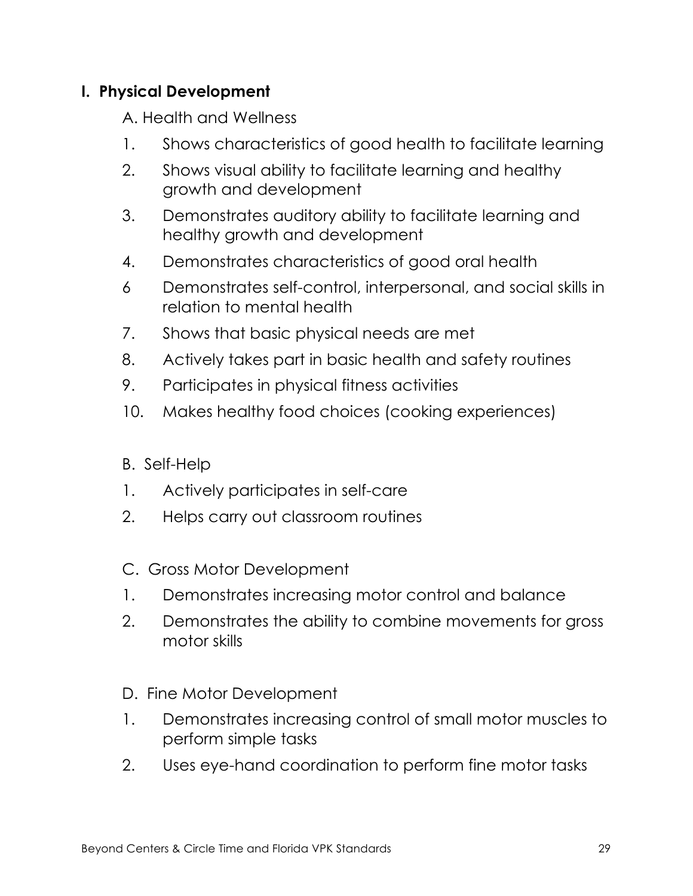## I. Physical Development

A. Health and Wellness

1. Shows characteristics of good health to facilitate learning
2. Shows visual ability to facilitate learning and healthy growth and development
3. Demonstrates auditory ability to facilitate learning and healthy growth and development
4. Demonstrates characteristics of good oral health

6 Demonstrates self-control, interpersonal, and social skills in relation to mental health

7. Shows that basic physical needs are met
8. Actively takes part in basic health and safety routines
9. Participates in physical fitness activities
10. Makes healthy food choices (cooking experiences)

B. Self-Help

1. Actively participates in self-care
2. Helps carry out classroom routines

C. Gross Motor Development

1. Demonstrates increasing motor control and balance
2. Demonstrates the ability to combine movements for gross motor skills

D. Fine Motor Development

1. Demonstrates increasing control of small motor muscles to perform simple tasks
2. Uses eye-hand coordination to perform fine motor tasks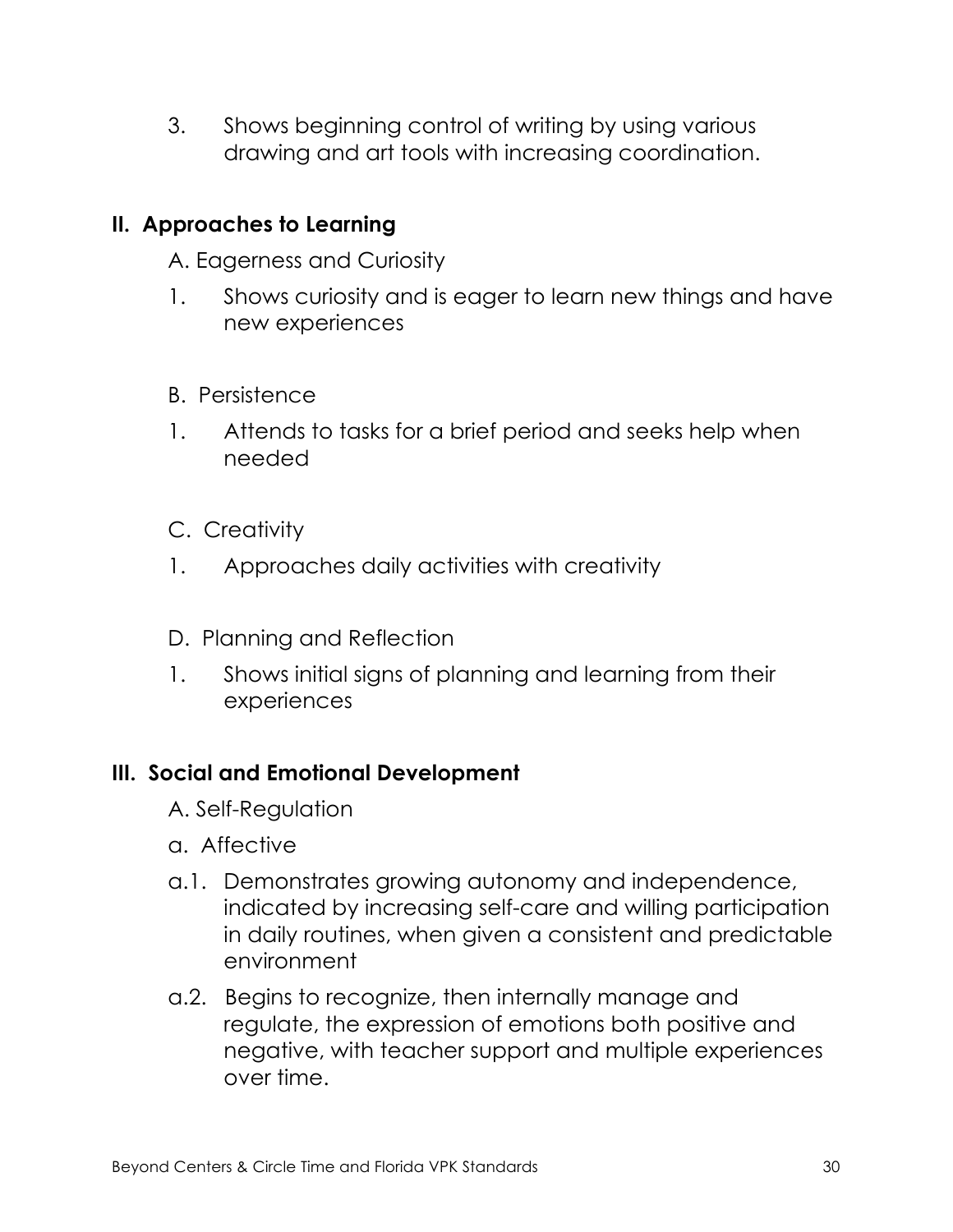3. Shows beginning control of writing by using various drawing and art tools with increasing coordination.

## II. Approaches to Learning

A. Eagerness and Curiosity

1. Shows curiosity and is eager to learn new things and have new experiences

B. Persistence

1. Attends to tasks for a brief period and seeks help when needed

C. Creativity

1. Approaches daily activities with creativity

D. Planning and Reflection

1. Shows initial signs of planning and learning from their experiences

## III. Social and Emotional Development

A. Self-Regulation

a. Affective

a.1. Demonstrates growing autonomy and independence, indicated by increasing self-care and willing participation in daily routines, when given a consistent and predictable environment

a.2. Begins to recognize, then internally manage and regulate, the expression of emotions both positive and negative, with teacher support and multiple experiences over time.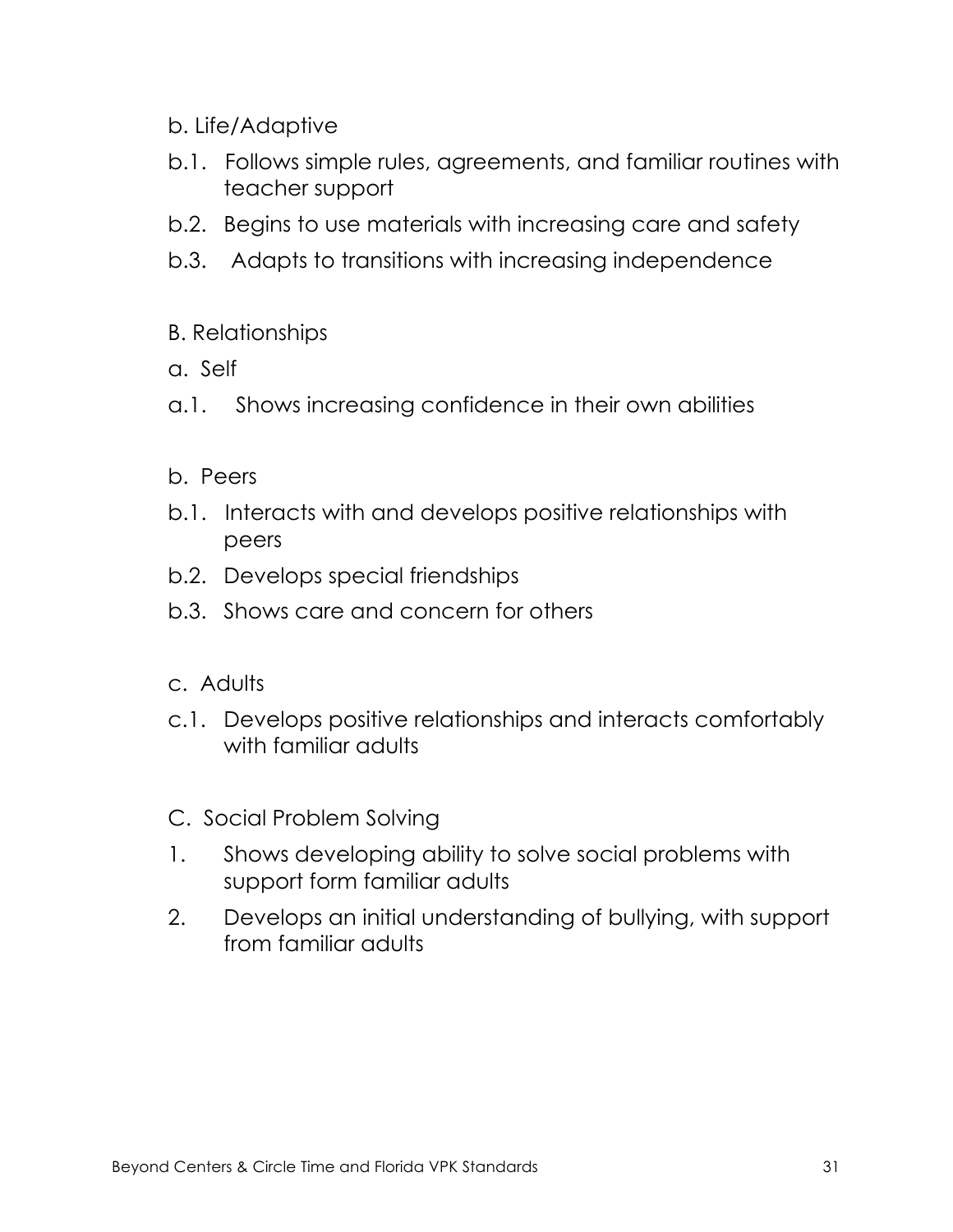b. Life/Adaptive

b.1. Follows simple rules, agreements, and familiar routines with teacher support

b.2. Begins to use materials with increasing care and safety

b.3. Adapts to transitions with increasing independence

B. Relationships

a. Self

a.1. Shows increasing confidence in their own abilities

b. Peers

b.1. Interacts with and develops positive relationships with peers

b.2. Develops special friendships

b.3. Shows care and concern for others

c. Adults

c.1. Develops positive relationships and interacts comfortably with familiar adults

C. Social Problem Solving

1. Shows developing ability to solve social problems with support form familiar adults
2. Develops an initial understanding of bullying, with support from familiar adults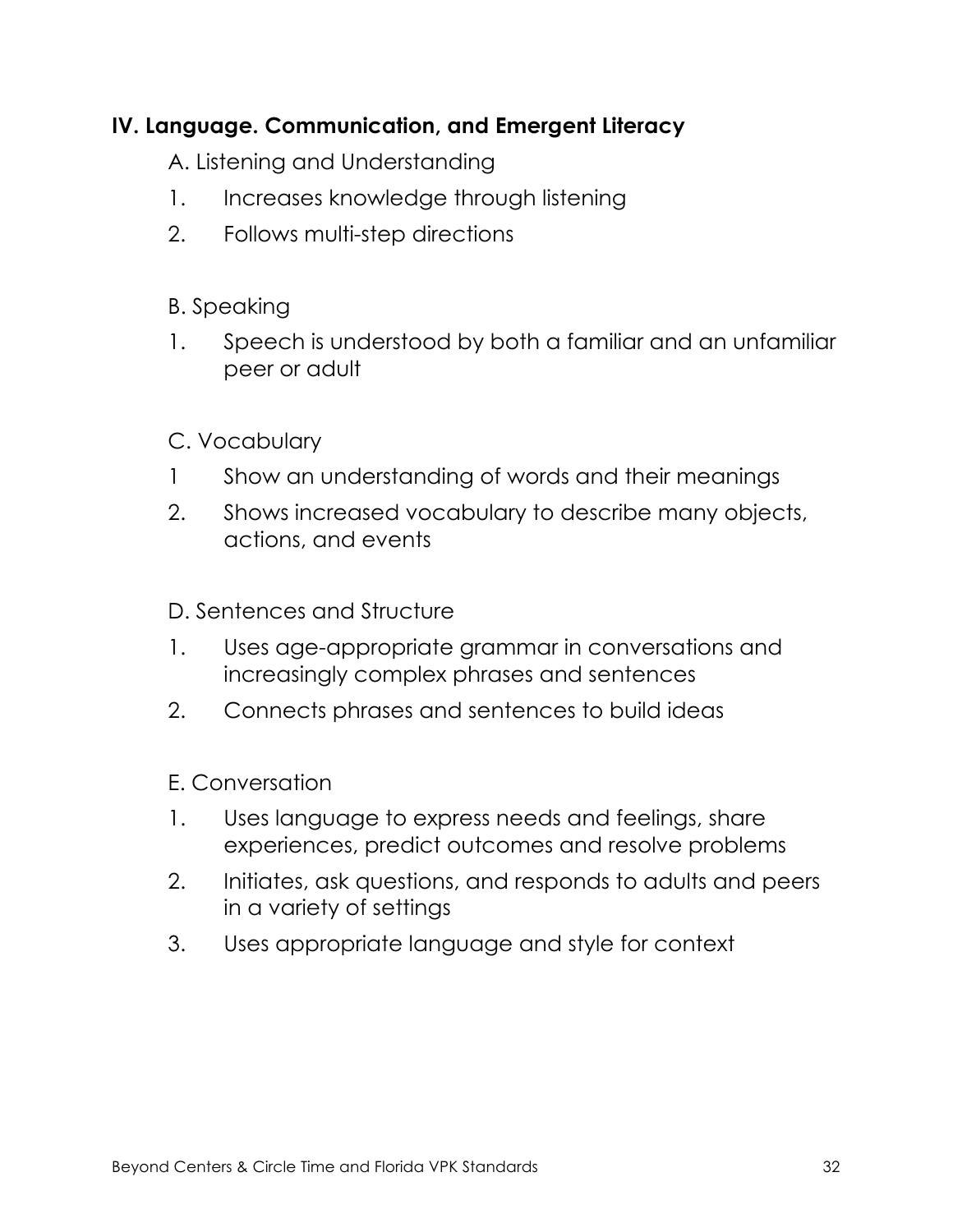## IV. Language. Communication, and Emergent Literacy

A. Listening and Understanding

1. Increases knowledge through listening
2. Follows multi-step directions

B. Speaking

1. Speech is understood by both a familiar and an unfamiliar peer or adult

C. Vocabulary

1 Show an understanding of words and their meanings

2. Shows increased vocabulary to describe many objects, actions, and events

D. Sentences and Structure

1. Uses age-appropriate grammar in conversations and increasingly complex phrases and sentences
2. Connects phrases and sentences to build ideas

E. Conversation

1. Uses language to express needs and feelings, share experiences, predict outcomes and resolve problems
2. Initiates, ask questions, and responds to adults and peers in a variety of settings
3. Uses appropriate language and style for context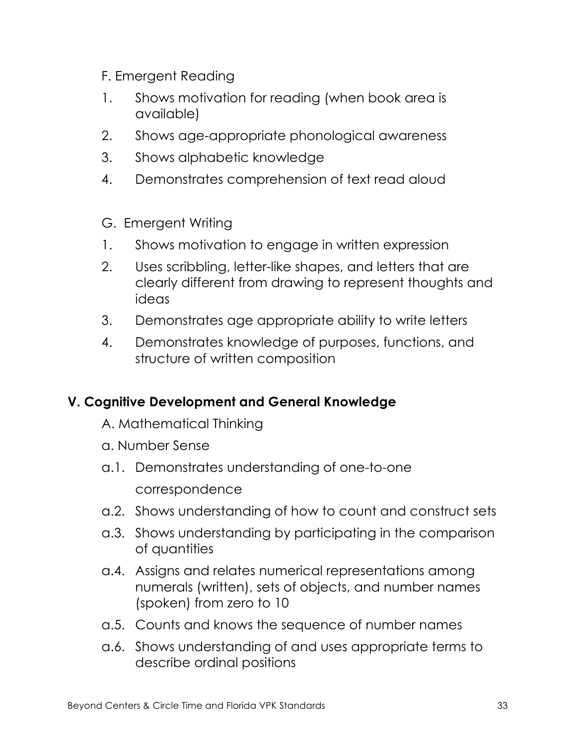F. Emergent Reading

1. Shows motivation for reading (when book area is available)
2. Shows age-appropriate phonological awareness
3. Shows alphabetic knowledge
4. Demonstrates comprehension of text read aloud

G. Emergent Writing

1. Shows motivation to engage in written expression
2. Uses scribbling, letter-like shapes, and letters that are clearly different from drawing to represent thoughts and ideas
3. Demonstrates age appropriate ability to write letters
4. Demonstrates knowledge of purposes, functions, and structure of written composition

**V. Cognitive Development and General Knowledge**

A. Mathematical Thinking

a. Number Sense

a.1. Demonstrates understanding of one-to-one correspondence

a.2. Shows understanding of how to count and construct sets

a.3. Shows understanding by participating in the comparison of quantities

a.4. Assigns and relates numerical representations among numerals (written), sets of objects, and number names (spoken) from zero to 10

a.5. Counts and knows the sequence of number names

a.6. Shows understanding of and uses appropriate terms to describe ordinal positions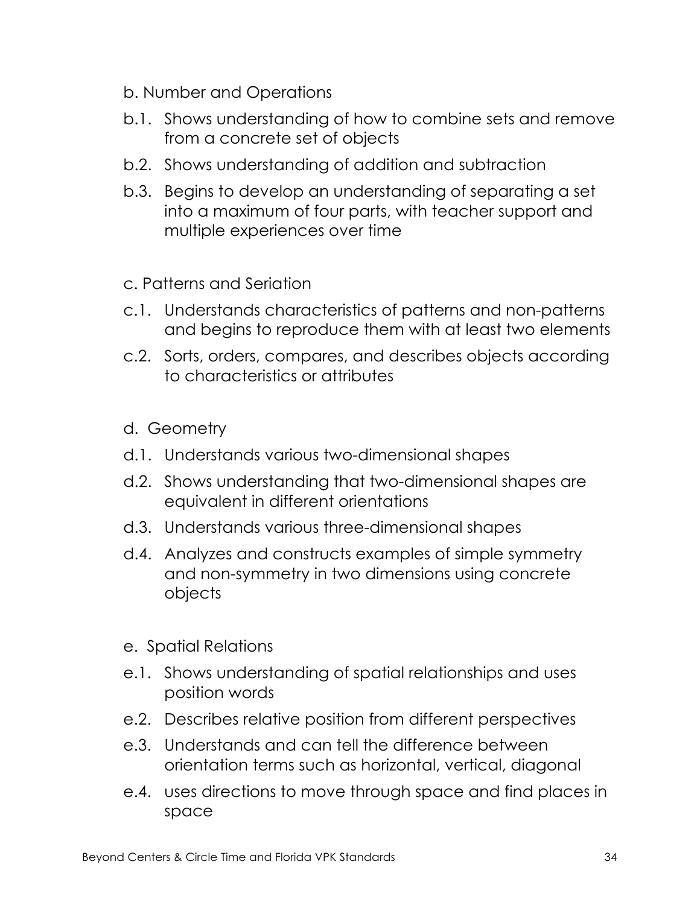b. Number and Operations

b.1. Shows understanding of how to combine sets and remove from a concrete set of objects

b.2. Shows understanding of addition and subtraction

b.3. Begins to develop an understanding of separating a set into a maximum of four parts, with teacher support and multiple experiences over time

c. Patterns and Seriation

c.1. Understands characteristics of patterns and non-patterns and begins to reproduce them with at least two elements

c.2. Sorts, orders, compares, and describes objects according to characteristics or attributes

d. Geometry

d.1. Understands various two-dimensional shapes

d.2. Shows understanding that two-dimensional shapes are equivalent in different orientations

d.3. Understands various three-dimensional shapes

d.4. Analyzes and constructs examples of simple symmetry and non-symmetry in two dimensions using concrete objects

e. Spatial Relations

e.1. Shows understanding of spatial relationships and uses position words

e.2. Describes relative position from different perspectives

e.3. Understands and can tell the difference between orientation terms such as horizontal, vertical, diagonal

e.4. uses directions to move through space and find places in space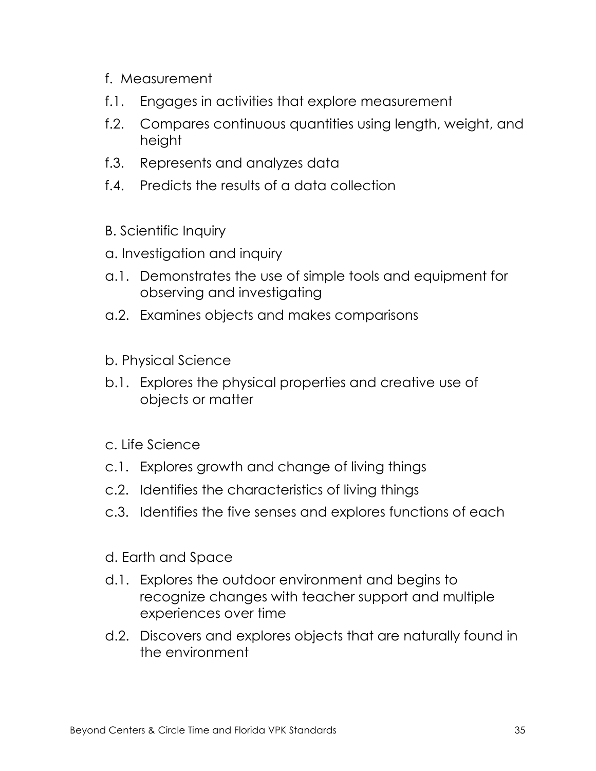f. Measurement

f.1. Engages in activities that explore measurement

f.2. Compares continuous quantities using length, weight, and height

f.3. Represents and analyzes data

f.4. Predicts the results of a data collection

B. Scientific Inquiry

a. Investigation and inquiry

a.1. Demonstrates the use of simple tools and equipment for observing and investigating

a.2. Examines objects and makes comparisons

b. Physical Science

b.1. Explores the physical properties and creative use of objects or matter

c. Life Science

c.1. Explores growth and change of living things

c.2. Identifies the characteristics of living things

c.3. Identifies the five senses and explores functions of each

d. Earth and Space

d.1. Explores the outdoor environment and begins to recognize changes with teacher support and multiple experiences over time

d.2. Discovers and explores objects that are naturally found in the environment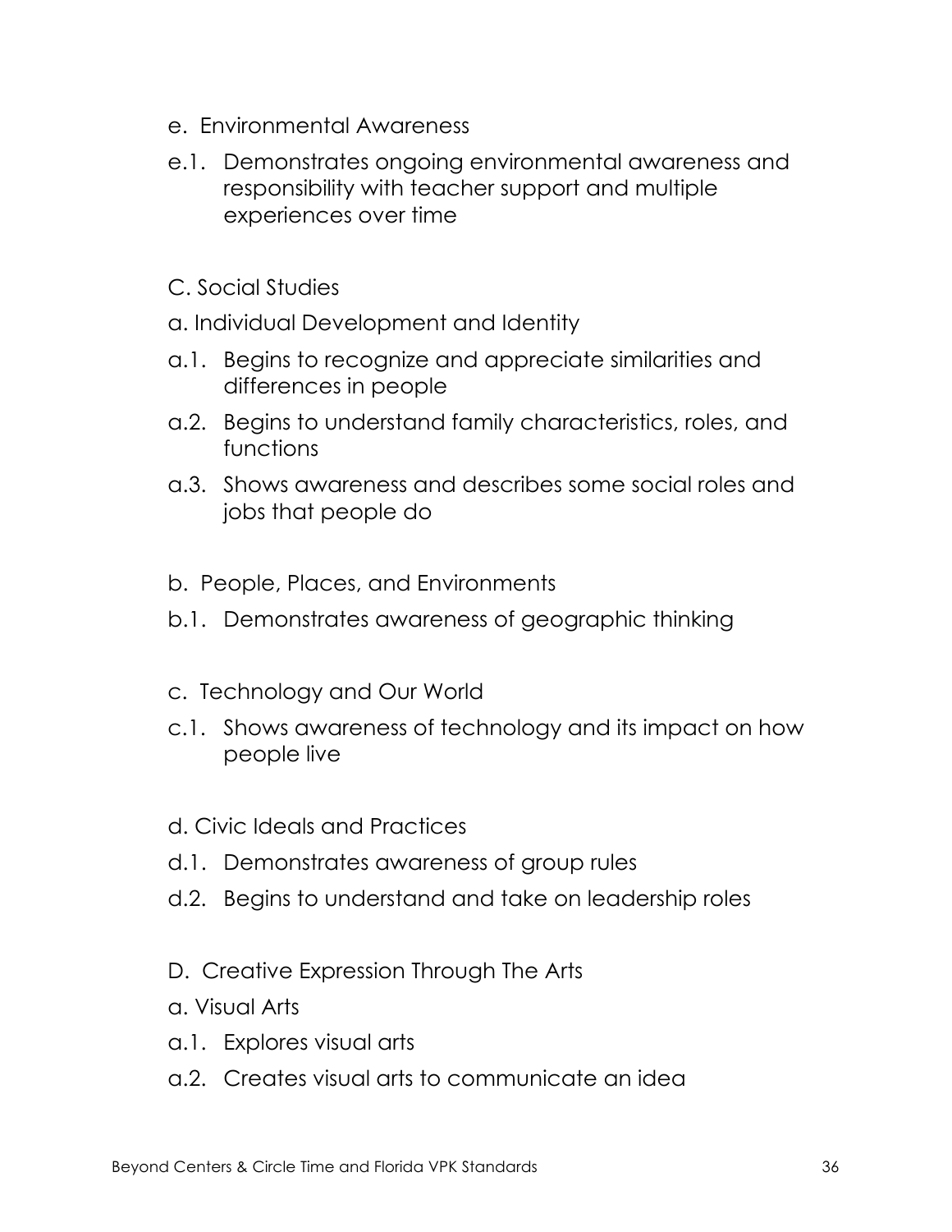e. Environmental Awareness

e.1. Demonstrates ongoing environmental awareness and responsibility with teacher support and multiple experiences over time

C. Social Studies

a. Individual Development and Identity

a.1. Begins to recognize and appreciate similarities and differences in people

a.2. Begins to understand family characteristics, roles, and functions

a.3. Shows awareness and describes some social roles and jobs that people do

b. People, Places, and Environments

b.1. Demonstrates awareness of geographic thinking

c. Technology and Our World

c.1. Shows awareness of technology and its impact on how people live

d. Civic Ideals and Practices

d.1. Demonstrates awareness of group rules

d.2. Begins to understand and take on leadership roles

D. Creative Expression Through The Arts

a. Visual Arts

a.1. Explores visual arts

a.2. Creates visual arts to communicate an idea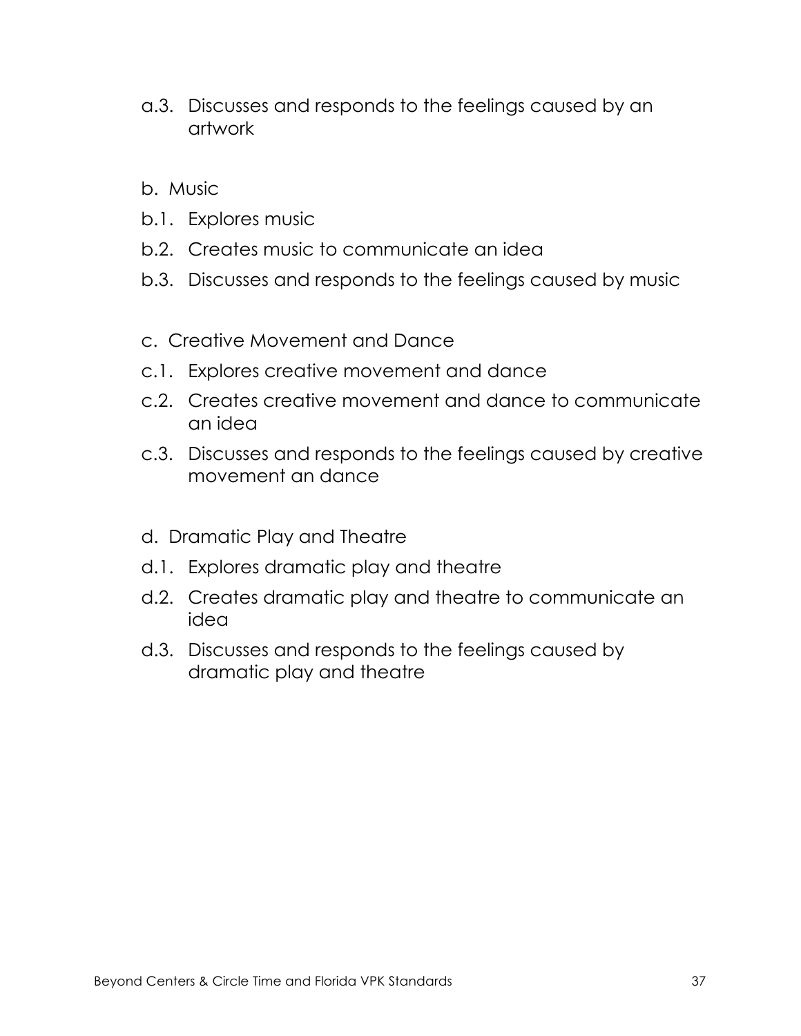a.3. Discusses and responds to the feelings caused by an artwork

b. Music

b.1. Explores music

b.2. Creates music to communicate an idea

b.3. Discusses and responds to the feelings caused by music

c. Creative Movement and Dance

c.1. Explores creative movement and dance

c.2. Creates creative movement and dance to communicate an idea

c.3. Discusses and responds to the feelings caused by creative movement an dance

d. Dramatic Play and Theatre

d.1. Explores dramatic play and theatre

d.2. Creates dramatic play and theatre to communicate an idea

d.3. Discusses and responds to the feelings caused by dramatic play and theatre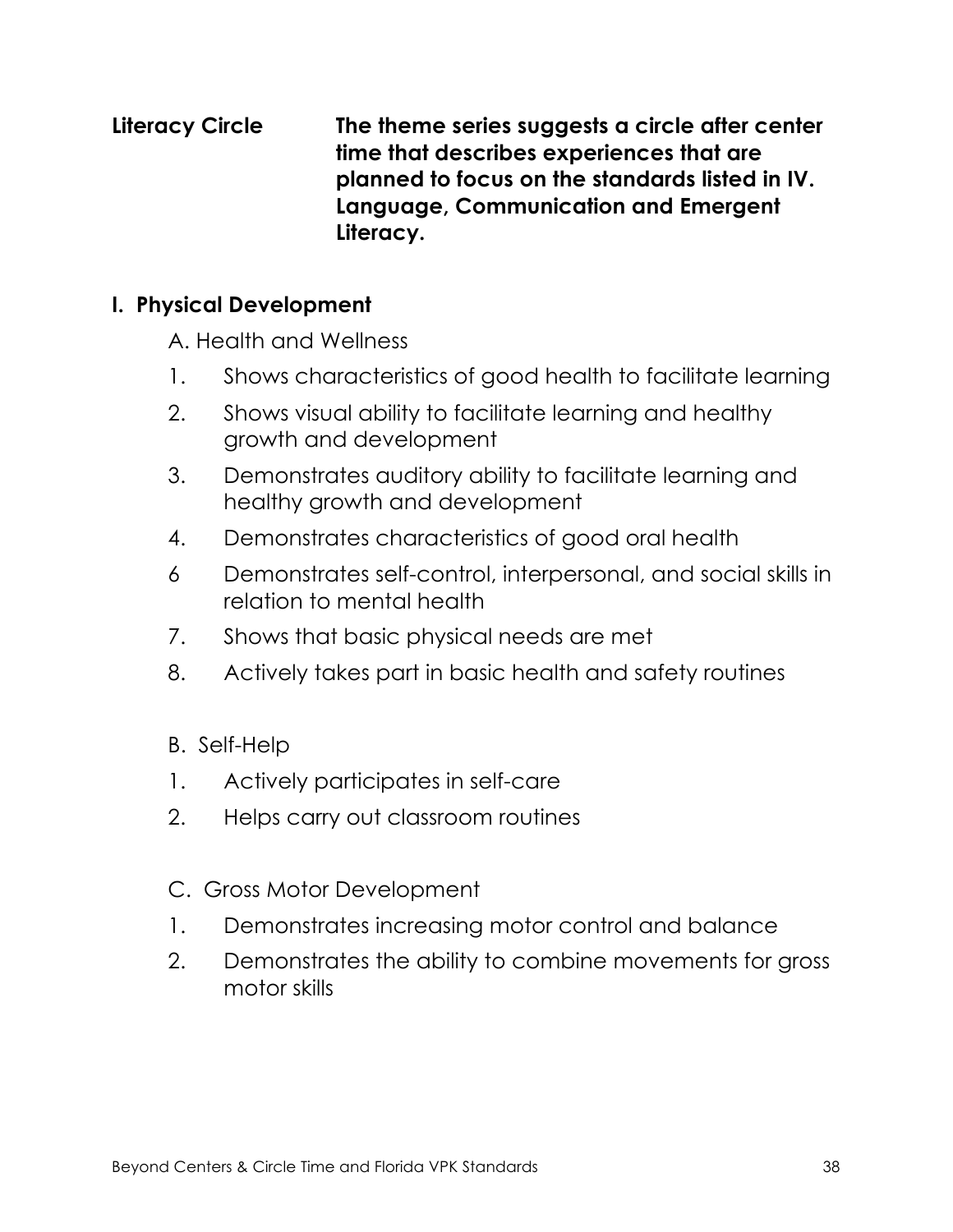**Literacy Circle** **The theme series suggests a circle after center time that describes experiences that are planned to focus on the standards listed in IV. Language, Communication and Emergent Literacy.**

## I. Physical Development

A. Health and Wellness

1. Shows characteristics of good health to facilitate learning
2. Shows visual ability to facilitate learning and healthy growth and development
3. Demonstrates auditory ability to facilitate learning and healthy growth and development
4. Demonstrates characteristics of good oral health

6 Demonstrates self-control, interpersonal, and social skills in relation to mental health

7. Shows that basic physical needs are met
8. Actively takes part in basic health and safety routines

B. Self-Help

1. Actively participates in self-care
2. Helps carry out classroom routines

C. Gross Motor Development

1. Demonstrates increasing motor control and balance
2. Demonstrates the ability to combine movements for gross motor skills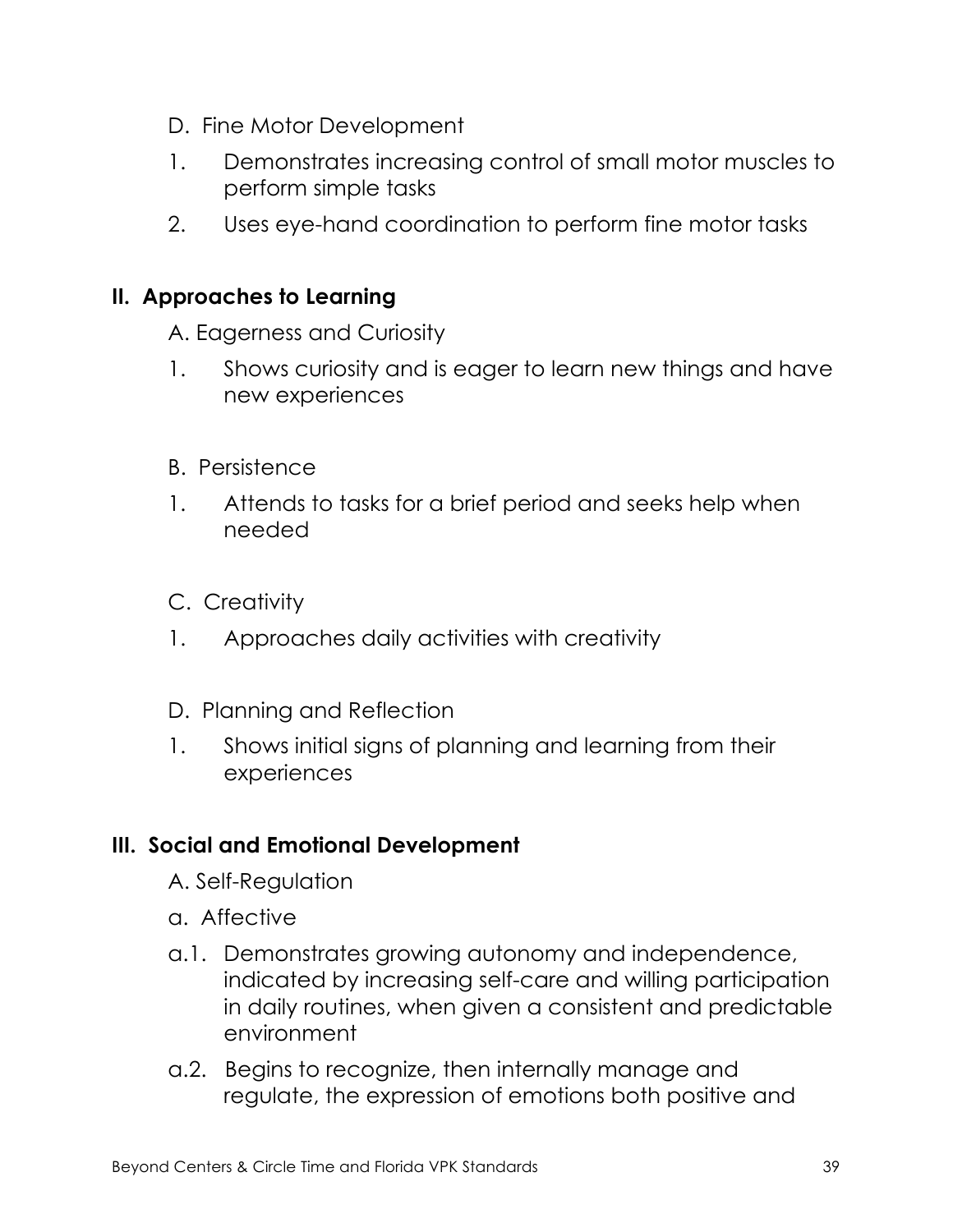D. Fine Motor Development

1. Demonstrates increasing control of small motor muscles to perform simple tasks
2. Uses eye-hand coordination to perform fine motor tasks

## II. Approaches to Learning

A. Eagerness and Curiosity

1. Shows curiosity and is eager to learn new things and have new experiences

B. Persistence

1. Attends to tasks for a brief period and seeks help when needed

C. Creativity

1. Approaches daily activities with creativity

D. Planning and Reflection

1. Shows initial signs of planning and learning from their experiences

## III. Social and Emotional Development

A. Self-Regulation

a. Affective

a.1. Demonstrates growing autonomy and independence, indicated by increasing self-care and willing participation in daily routines, when given a consistent and predictable environment

a.2. Begins to recognize, then internally manage and regulate, the expression of emotions both positive and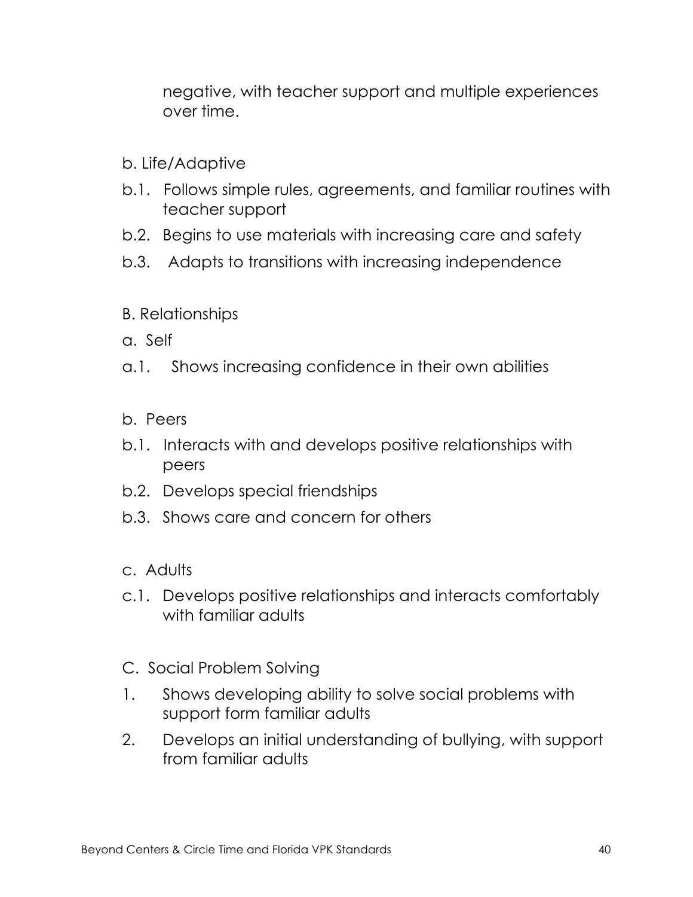negative, with teacher support and multiple experiences over time.

b. Life/Adaptive

b.1. Follows simple rules, agreements, and familiar routines with teacher support

b.2. Begins to use materials with increasing care and safety

b.3. Adapts to transitions with increasing independence

B. Relationships

a. Self

a.1. Shows increasing confidence in their own abilities

b. Peers

b.1. Interacts with and develops positive relationships with peers

b.2. Develops special friendships

b.3. Shows care and concern for others

c. Adults

c.1. Develops positive relationships and interacts comfortably with familiar adults

C. Social Problem Solving

1. Shows developing ability to solve social problems with support form familiar adults
2. Develops an initial understanding of bullying, with support from familiar adults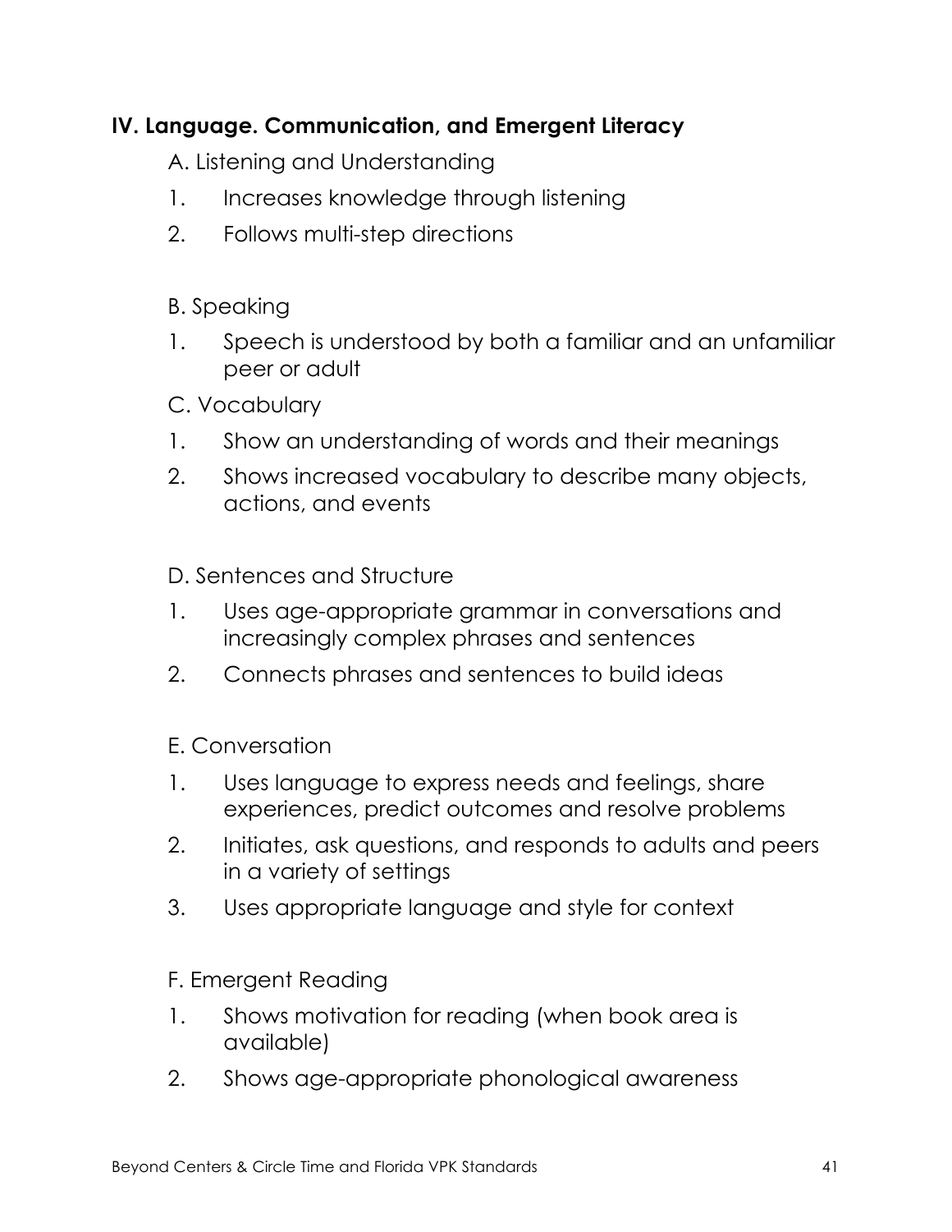## IV. Language. Communication, and Emergent Literacy

A. Listening and Understanding

1. Increases knowledge through listening
2. Follows multi-step directions

B. Speaking

1. Speech is understood by both a familiar and an unfamiliar peer or adult

C. Vocabulary

1. Show an understanding of words and their meanings
2. Shows increased vocabulary to describe many objects, actions, and events

D. Sentences and Structure

1. Uses age-appropriate grammar in conversations and increasingly complex phrases and sentences
2. Connects phrases and sentences to build ideas

E. Conversation

1. Uses language to express needs and feelings, share experiences, predict outcomes and resolve problems
2. Initiates, ask questions, and responds to adults and peers in a variety of settings
3. Uses appropriate language and style for context

F. Emergent Reading

1. Shows motivation for reading (when book area is available)
2. Shows age-appropriate phonological awareness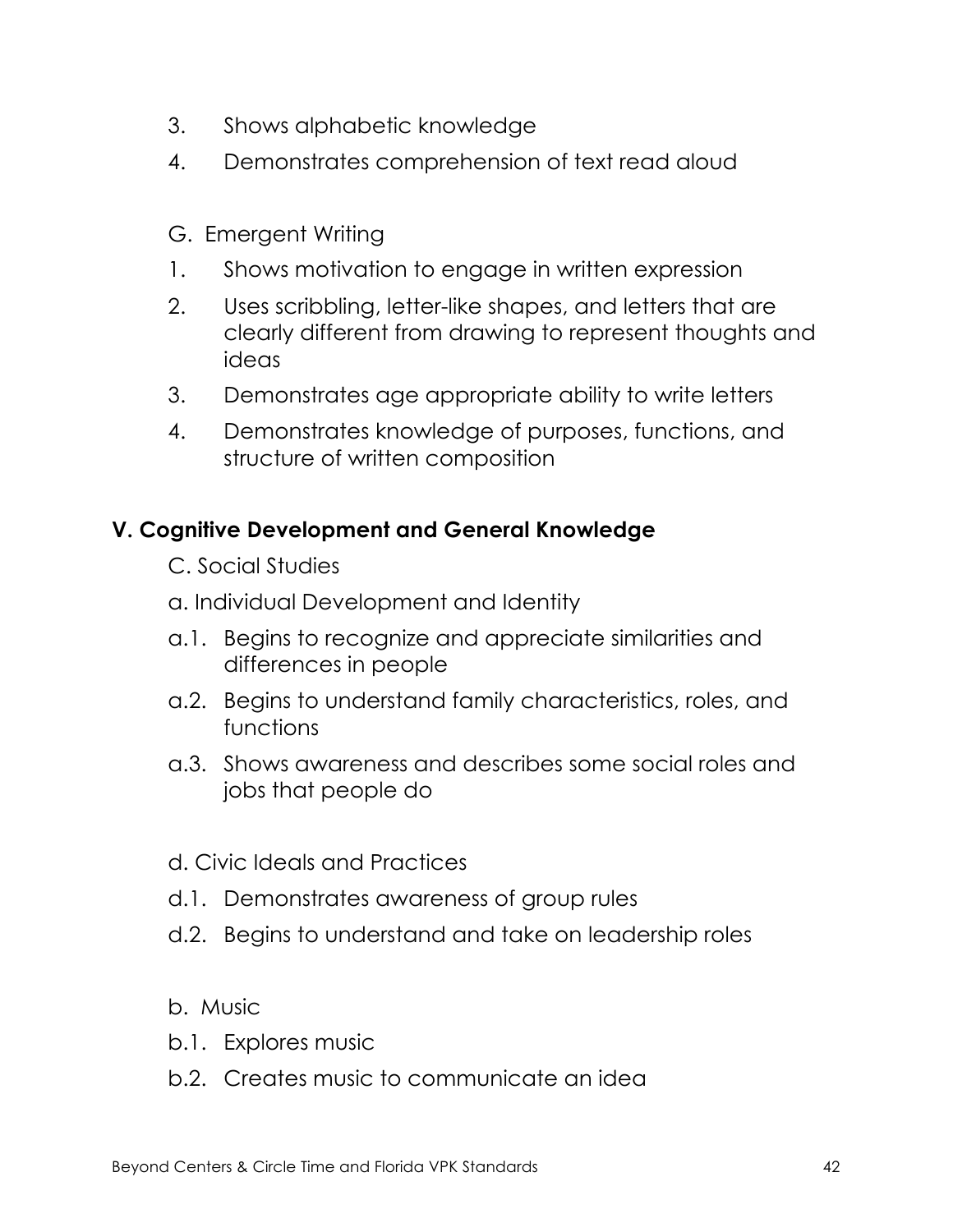3. Shows alphabetic knowledge
4. Demonstrates comprehension of text read aloud

G. Emergent Writing

1. Shows motivation to engage in written expression
2. Uses scribbling, letter-like shapes, and letters that are clearly different from drawing to represent thoughts and ideas
3. Demonstrates age appropriate ability to write letters
4. Demonstrates knowledge of purposes, functions, and structure of written composition

**V. Cognitive Development and General Knowledge**

C. Social Studies

a. Individual Development and Identity

a.1. Begins to recognize and appreciate similarities and differences in people

a.2. Begins to understand family characteristics, roles, and functions

a.3. Shows awareness and describes some social roles and jobs that people do

d. Civic Ideals and Practices

d.1. Demonstrates awareness of group rules

d.2. Begins to understand and take on leadership roles

b. Music

b.1. Explores music

b.2. Creates music to communicate an idea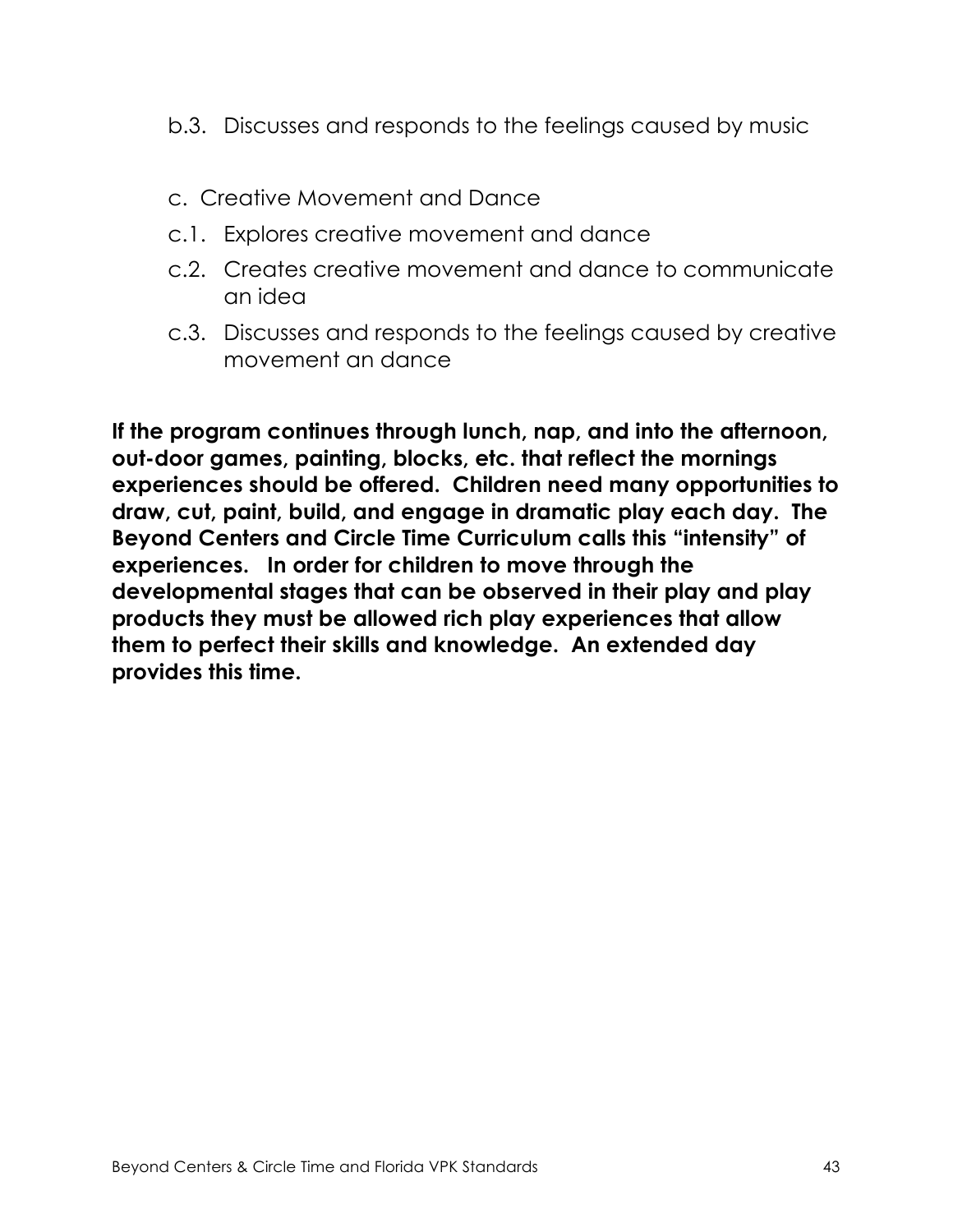b.3. Discusses and responds to the feelings caused by music

c. Creative Movement and Dance

c.1. Explores creative movement and dance

c.2. Creates creative movement and dance to communicate an idea

c.3. Discusses and responds to the feelings caused by creative movement an dance

**If the program continues through lunch, nap, and into the afternoon, out-door games, painting, blocks, etc. that reflect the mornings experiences should be offered. Children need many opportunities to draw, cut, paint, build, and engage in dramatic play each day. The Beyond Centers and Circle Time Curriculum calls this "intensity" of experiences. In order for children to move through the developmental stages that can be observed in their play and play products they must be allowed rich play experiences that allow them to perfect their skills and knowledge. An extended day provides this time.**